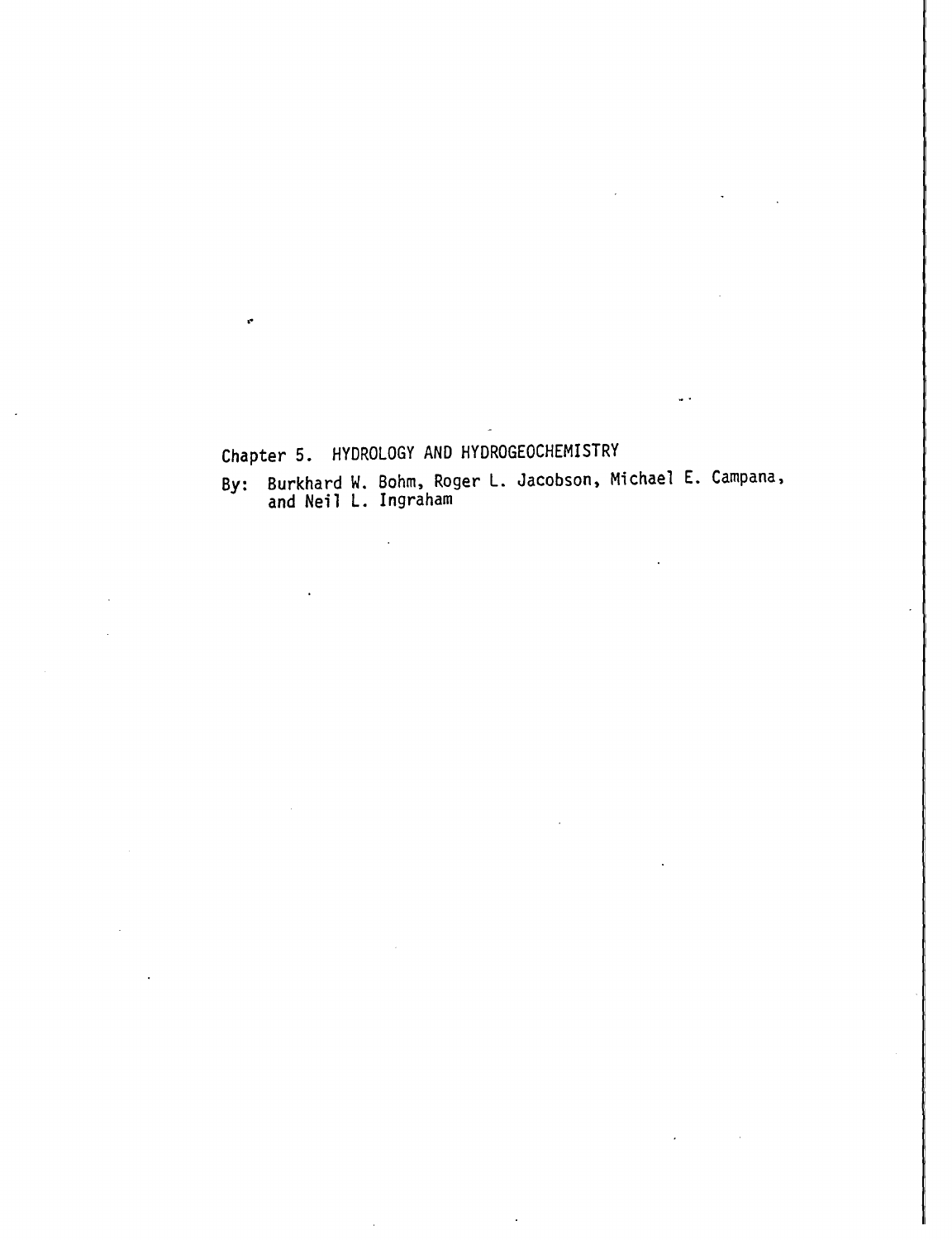# Chapter 5. HYDROLOGY AND HYDROGEOCHEMISTRY

By: Burkhard W. Bohm, Roger L. Jacobson, Michael E. Campana, and Neil L. Ingraham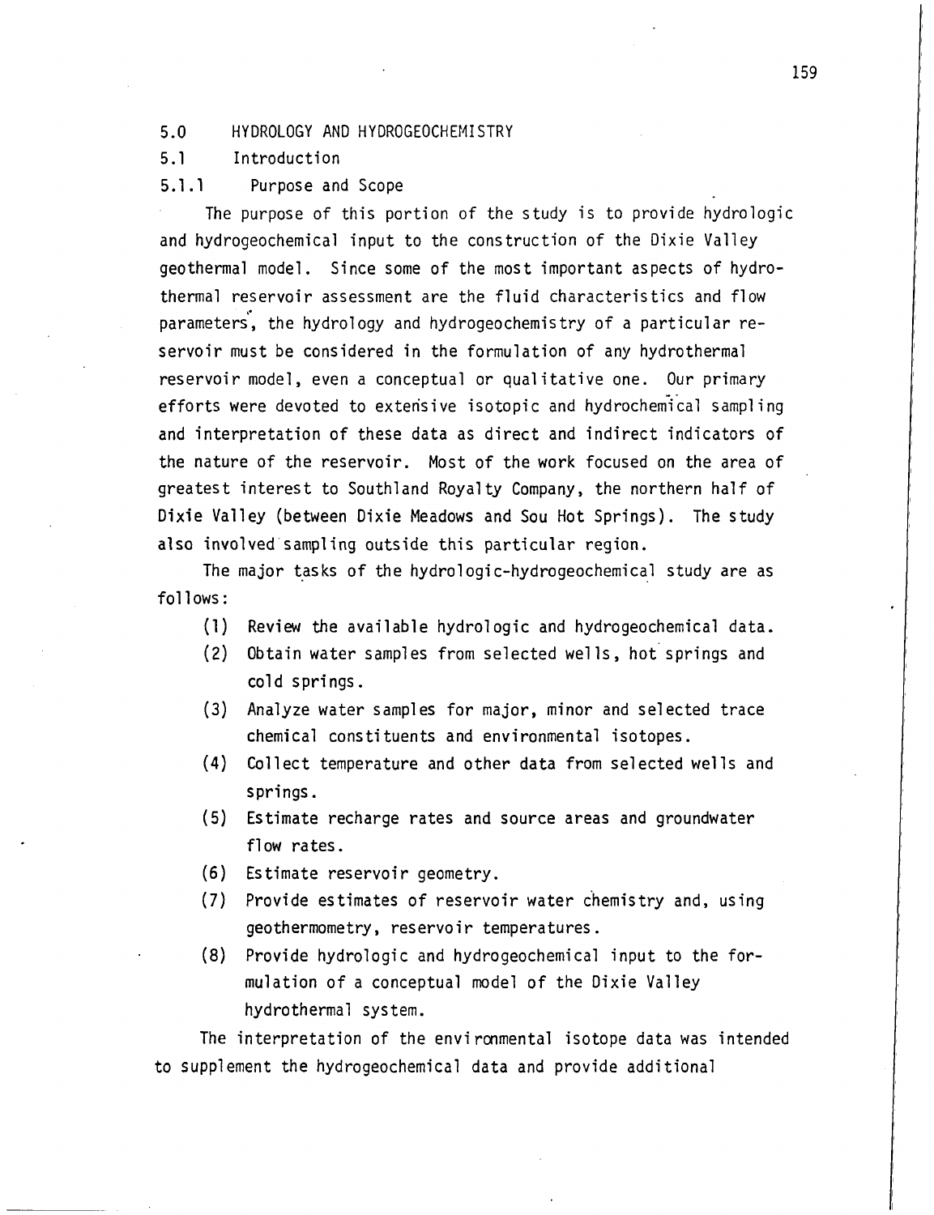# 5.0 HYDROLOGY AND HYDROGEOCHEMISTRY

## 5.1 Introduction

### 5.1.1 Purpose and Scope

The purpose of this portion of the study is to provide hydrologic and hydrogeochemical input to the construction of the Dixie Valley geothermal model. Since some of the most important aspects of hydrothermal reservoir assessment are the fluid characteristics and flow parameters, the hydrology and hydrogeochemistry of a particular reservoir must be considered in the formulation of any hydrothermal reservoir model, even a conceptual or qualitative one. Our primary efforts were devoted to extensive isotopic and hydrochemical sampling and interpretation of these data as direct and indirect indicators of the nature of the reservoir. Most of the work focused on the area of greatest interest to Southland Royalty Company, the northern half of Dixie Valley (between Dixie Meadows and Sou Hot Springs). The study also involved sampling outside this particular region.

The major tasks of the hydrologic-hydrogeochemical study are as follows:

(1) Review the available hydrologic and hydrogeochemical data.

(2) Obtain water samples from selected wells, hot springs and cold springs.

(3) Analyze water samples for major, minor and selected trace chemical constituents and environmental isotopes.

(4) Collect temperature and other data from selected wells and springs.

(5) Estimate recharge rates and source areas and groundwater flow rates.

(6) Estimate reservoir geometry.

(7) Provide estimates of reservoir water chemistry and, using geothermometry, reservoir temperatures.

(8) Provide hydrologic and hydrogeochemical input to the formulation of a conceptual model of the Dixie Valley hydrothermal system.

The interpretation of the environmental isotope data was intended to supplement the hydrogeochemical data and provide additional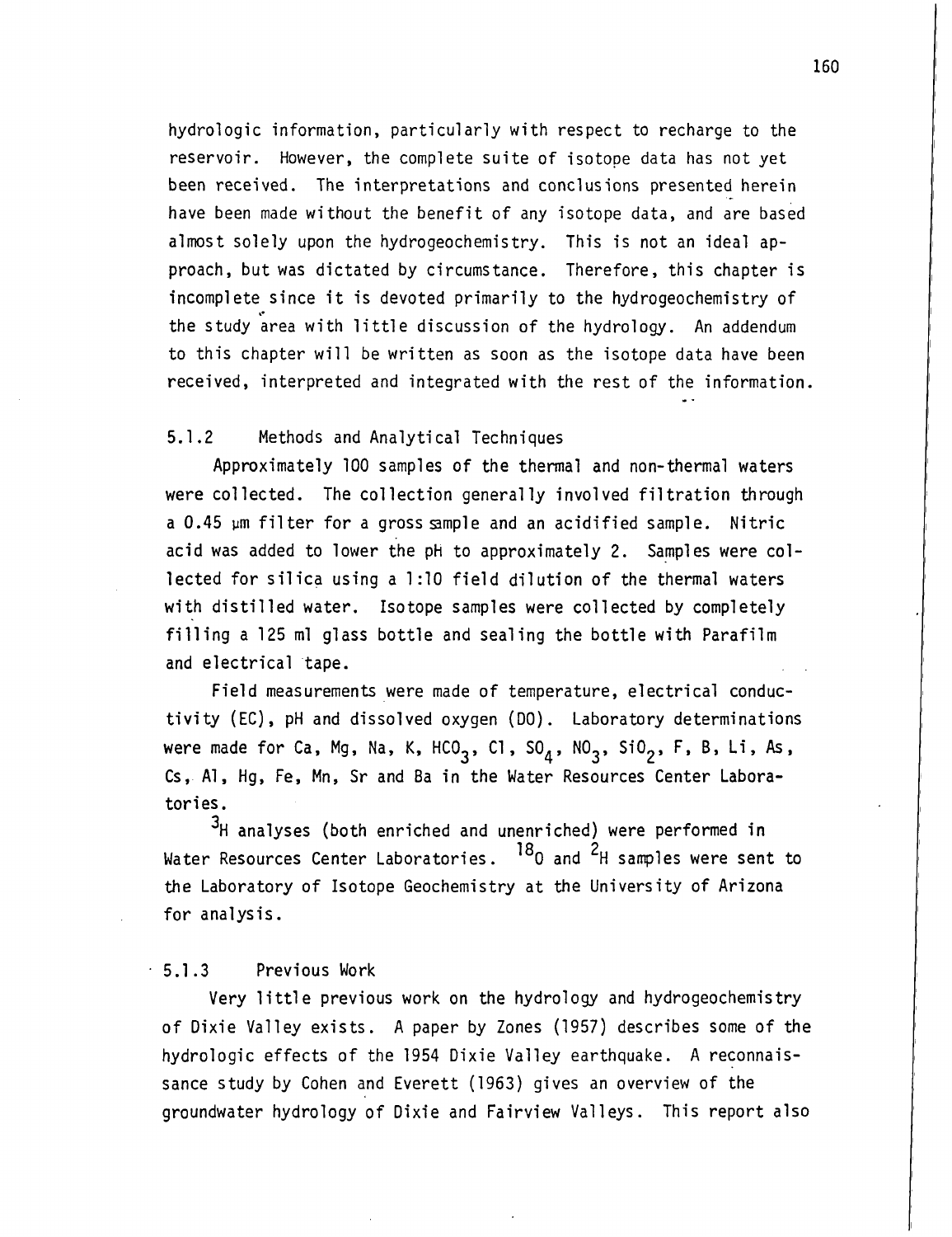hydrologic information, particularly with respect to recharge to the reservoir. However, the complete suite of isotope data has not yet been received. The interpretations and conclusions presented herein have been made without the benefit of any isotope data, and are based almost solely upon the hydrogeochemistry. This is not an ideal approach, but was dictated by circumstance. Therefore, this chapter is incomplete since it is devoted primarily to the hydrogeochemistry of the study area with little discussion of the hydrology. An addendum to this chapter will be written as soon as the isotope data have been received, interpreted and integrated with the rest of the information.

### 5.1.2 Methods and Analytical Techniques

Approximately 100 samples of the thermal and non-thermal waters were collected. The collection generally involved filtration through a 0.45 µm filter for a gross sample and an acidified sample. Nitric acid was added to lower the pH to approximately 2. Samples were collected for silica using a 1:10 field dilution of the thermal waters with distilled water. Isotope samples were collected by completely filling a 125 ml glass bottle and sealing the bottle with Parafilm and electrical tape.

Field measurements were made of temperature, electrical conductivity (EC), pH and dissolved oxygen (DO). Laboratory determinations were made for Ca, Mg, Na, K, $HCO_3$, Cl, $SO_4$, $NO_3$, $SiO_2$, F, B, Li, As, Cs, Al, Hg, Fe, Mn, Sr and Ba in the Water Resources Center Laboratories.

$^3H$ analyses (both enriched and unenriched) were performed in Water Resources Center Laboratories. $^{18}O$ and $^2H$ samples were sent to the Laboratory of Isotope Geochemistry at the University of Arizona for analysis.

### 5.1.3 Previous Work

Very little previous work on the hydrology and hydrogeochemistry of Dixie Valley exists. A paper by Zones (1957) describes some of the hydrologic effects of the 1954 Dixie Valley earthquake. A reconnaissance study by Cohen and Everett (1963) gives an overview of the groundwater hydrology of Dixie and Fairview Valleys. This report also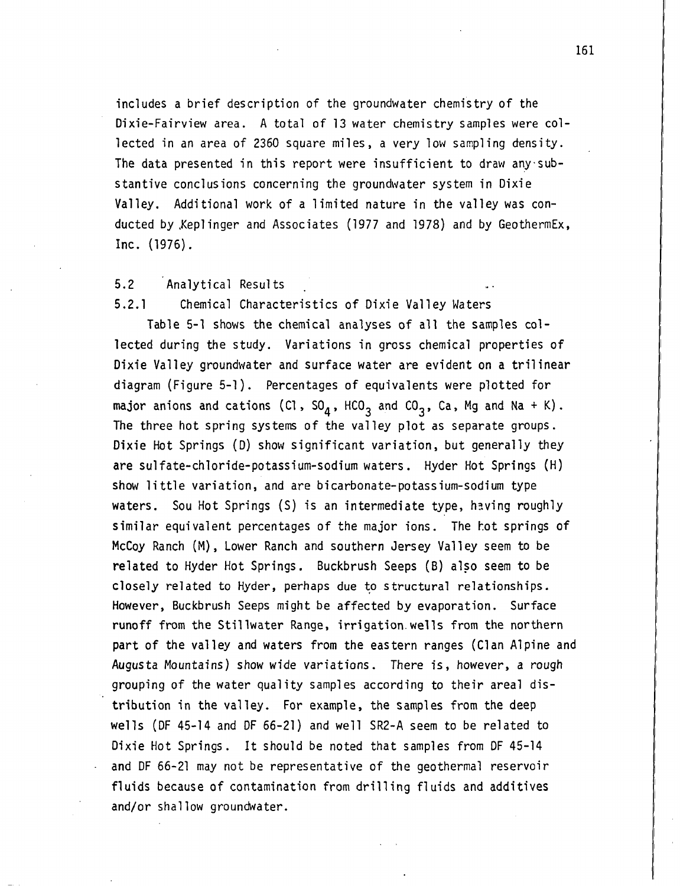includes a brief description of the groundwater chemistry of the Dixie-Fairview area. A total of 13 water chemistry samples were collected in an area of 2360 square miles, a very low sampling density. The data presented in this report were insufficient to draw any substantive conclusions concerning the groundwater system in Dixie Valley. Additional work of a limited nature in the valley was conducted by Keplinger and Associates (1977 and 1978) and by GeothermEx, Inc. (1976).

## 5.2 Analytical Results

### 5.2.1 Chemical Characteristics of Dixie Valley Waters

Table 5-1 shows the chemical analyses of all the samples collected during the study. Variations in gross chemical properties of Dixie Valley groundwater and surface water are evident on a trilinear diagram (Figure 5-1). Percentages of equivalents were plotted for major anions and cations (Cl, $SO_4$, $HCO_3$ and $CO_3$, Ca, Mg and Na + K). The three hot spring systems of the valley plot as separate groups. Dixie Hot Springs (D) show significant variation, but generally they are sulfate-chloride-potassium-sodium waters. Hyder Hot Springs (H) show little variation, and are bicarbonate-potassium-sodium type waters. Sou Hot Springs (S) is an intermediate type, having roughly similar equivalent percentages of the major ions. The hot springs of McCoy Ranch (M), Lower Ranch and southern Jersey Valley seem to be related to Hyder Hot Springs. Buckbrush Seeps (B) also seem to be closely related to Hyder, perhaps due to structural relationships. However, Buckbrush Seeps might be affected by evaporation. Surface runoff from the Stillwater Range, irrigation wells from the northern part of the valley and waters from the eastern ranges (Clan Alpine and Augusta Mountains) show wide variations. There is, however, a rough grouping of the water quality samples according to their areal distribution in the valley. For example, the samples from the deep wells (DF 45-14 and DF 66-21) and well SR2-A seem to be related to Dixie Hot Springs. It should be noted that samples from DF 45-14 and DF 66-21 may not be representative of the geothermal reservoir fluids because of contamination from drilling fluids and additives and/or shallow groundwater.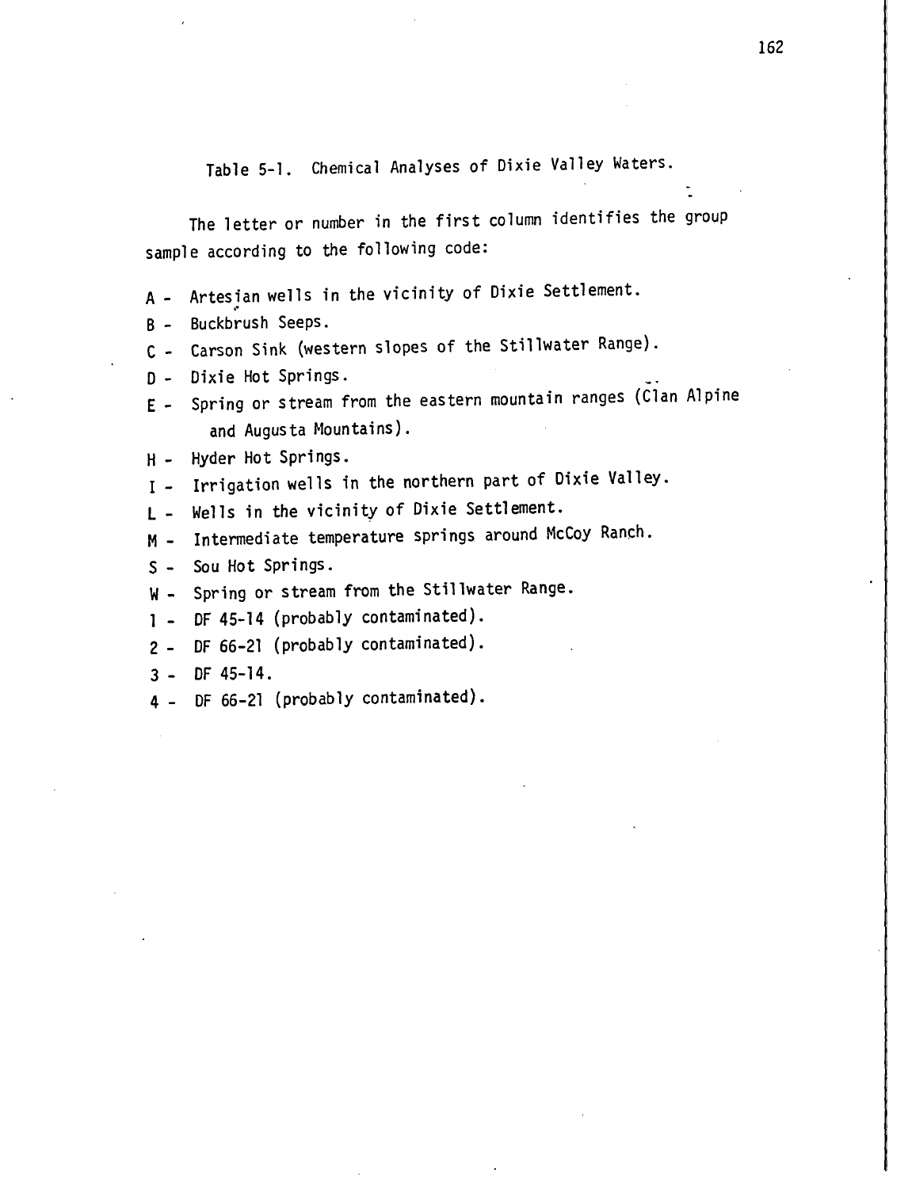Table 5-1. Chemical Analyses of Dixie Valley Waters.

The letter or number in the first column identifies the group sample according to the following code:

A - Artesian wells in the vicinity of Dixie Settlement.

B - Buckbrush Seeps.

C - Carson Sink (western slopes of the Stillwater Range).

D - Dixie Hot Springs.

E - Spring or stream from the eastern mountain ranges (Clan Alpine and Augusta Mountains).

H - Hyder Hot Springs.

I - Irrigation wells in the northern part of Dixie Valley.

L - Wells in the vicinity of Dixie Settlement.

M - Intermediate temperature springs around McCoy Ranch.

S - Sou Hot Springs.

W - Spring or stream from the Stillwater Range.

1 - DF 45-14 (probably contaminated).

2 - DF 66-21 (probably contaminated).

3 - DF 45-14.

4 - DF 66-21 (probably contaminated).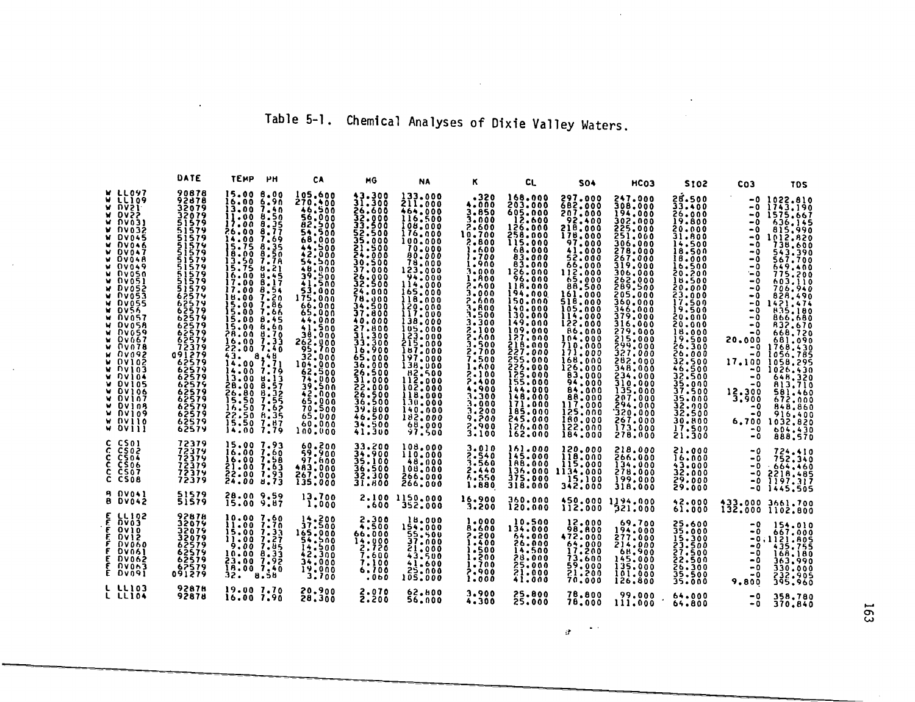# Table 5-1. Chemical Analyses of Dixie Valley Waters.

| | | DATE | TEMP | PH | CA | MG | NA | K | CL | SO4 | HCO3 | SIO2 | CO3 | TDS |
|---|---|---|---|---|---|---|---|---|---|---|---|---|---|---|
| W | LL097 | 90878 | 15.00 | 8.00 | 105.600 | 43.300 | 133.000 | .320 | 168.000 | 297.000 | 247.000 | 28.500 | -0 | 1022.810 |
| W | LL109 | 92878 | 16.00 | 6.90 | 270.400 | 31.300 | 211.000 | 4.050 | 203.000 | 682.000 | 308.000 | 33.400 | -0 | 1743.190 |
| W | DV21 | 32079 | 13.00 | 7.40 | 46.500 | 26.600 | 464.000 | 3.850 | 605.000 | 207.000 | 194.000 | 26.000 | -0 | 1575.667 |
| W | DV22 | 32079 | 11.00 | 8.50 | 56.000 | 32.000 | 116.500 | 3.000 | 12.600 | 92.400 | 302.000 | 19.800 | -0 | 636.145 |
| W | DV031 | 51579 | 17.00 | 8.35 | 82.500 | 33.500 | 108.000 | 2.600 | 126.000 | 218.000 | 225.000 | 20.000 | -0 | 815.990 |
| W | DV032 | 51579 | 26.00 | 8.77 | 54.500 | 52.500 | 176.000 | 10.700 | 258.000 | 178.000 | 251.000 | 31.800 | -0 | 1012.820 |
| W | DV045 | 51579 | 14.00 | 7.69 | 68.000 | 35.000 | 100.000 | 2.800 | 115.000 | 97.000 | 306.000 | 14.500 | -0 | 738.600 |
| W | DV046 | 51579 | 15.75 | 8.35 | 44.500 | 21.500 | 70.000 | 1.600 | 68.000 | 41.000 | 278.000 | 18.500 | -0 | 543.390 |
| W | DV047 | 51579 | 18.00 | 8.50 | 42.000 | 24.000 | 80.000 | 1.700 | 83.000 | 52.000 | 267.000 | 18.000 | -0 | 567.700 |
| W | DV048 | 51579 | 13.50 | 7.78 | 54.500 | 30.500 | 78.000 | 1.900 | 83.000 | 66.000 | 319.000 | 16.500 | -0 | 649.400 |
| W | DV049 | 51579 | 15.75 | 8.21 | 48.000 | 37.000 | 123.000 | 3.000 | 126.000 | 112.000 | 306.000 | 20.200 | -0 | 775.200 |
| W | DV050 | 51579 | 16.00 | 8.45 | 39.500 | 26.000 | 94.000 | 1.800 | 96.000 | 65.000 | 262.000 | 18.500 | -0 | 603.110 |
| W | DV051 | 51579 | 17.00 | 8.17 | 41.500 | 32.500 | 114.000 | 2.600 | 118.000 | 88.500 | 289.500 | 20.000 | -0 | 706.940 |
| W | DV052 | 51579 | 17.00 | 8.54 | 53.000 | 24.000 | 165.000 | 3.000 | 194.000 | 161.000 | 205.000 | 23.000 | -0 | 828.490 |
| W | DV053 | 62579 | 18.00 | 7.20 | 175.000 | 78.000 | 118.000 | 2.600 | 150.000 | 518.000 | 360.000 | 17.500 | -0 | 1421.474 |
| W | DV055 | 62579 | 15.00 | 7.86 | 66.000 | 34.500 | 120.000 | 3.800 | 140.000 | 105.000 | 346.000 | 19.500 | -0 | 835.180 |
| W | DV56 | 62579 | 15.00 | 7.66 | 65.000 | 37.800 | 117.000 | 3.500 | 130.000 | 114.000 | 379.000 | 20.000 | -0 | 866.680 |
| W | DV057 | 62579 | 15.00 | 8.45 | 44.000 | 40.000 | 138.000 | 3.300 | 149.000 | 122.000 | 316.000 | 20.000 | -0 | 832.670 |
| W | DV058 | 62579 | 15.00 | 8.60 | 41.500 | 27.800 | 105.000 | 2.100 | 109.000 | 86.000 | 279.000 | 18.000 | -0 | 668.720 |
| W | DV059 | 62579 | 28.00 | 8.70 | 38.000 | 31.300 | 123.000 | 2.600 | 127.000 | 104.000 | 215.000 | 19.500 | 20.000 | 681.090 |
| W | DV067 | 62579 | 16.00 | 7.33 | 262.000 | 33.300 | 215.000 | 3.500 | 218.000 | 710.000 | 299.000 | 26.300 | -0 | 1768.430 |
| W | DV078 | 72379 | 22.00 | 7.40 | 95.700 | 16.900 | 187.000 | 2.700 | 227.000 | 171.000 | 327.000 | 26.000 | -0 | 1056.785 |
| W | DV092 | 091279 | 43. | 8.48 | 32.000 | 65.000 | 197.000 | 7.500 | 255.000 | 168.000 | 282.000 | 32.500 | 17.100 | 1058.295 |
| W | DV102 | 62579 | 14.00 | 7.71 | 104.000 | 36.000 | 138.000 | 1.600 | 226.000 | 126.000 | 348.000 | 46.500 | -0 | 1026.430 |
| W | DV103 | 62579 | 14.00 | 7.79 | 62.500 | 26.500 | 82.500 | 2.100 | 125.000 | 83.000 | 234.000 | 32.500 | -0 | 648.320 |
| W | DV104 | 62579 | 13.00 | 8.13 | 74.000 | 31.000 | 112.000 | 2.400 | 155.000 | 94.000 | 310.000 | 35.000 | -0 | 813.710 |
| W | DV105 | 62579 | 28.00 | 8.57 | 39.500 | 22.000 | 102.000 | 4.900 | 144.000 | 84.000 | 135.000 | 37.500 | 12.300 | 581.460 |
| W | DV106 | 62579 | 26.80 | 8.32 | 42.000 | 26.500 | 118.000 | 3.300 | 148.000 | 88.000 | 207.000 | 35.000 | 3.900 | 672.000 |
| W | DV107 | 62579 | 15.50 | 7.55 | 65.500 | 36.500 | 130.000 | 3.000 | 171.000 | 117.000 | 294.000 | 32.000 | -0 | 848.860 |
| W | DV108 | 62579 | 16.50 | 7.62 | 70.500 | 39.500 | 140.000 | 3.200 | 185.000 | 125.000 | 320.000 | 32.500 | -0 | 916.400 |
| W | DV109 | 62579 | 22.50 | 8.35 | 65.000 | 46.500 | 182.000 | 9.200 | 245.000 | 180.000 | 267.000 | 30.800 | 6.700 | 1032.820 |
| W | DV110 | 62579 | 15.50 | 7.87 | 60.000 | 34.500 | 68.000 | 2.900 | 126.000 | 122.000 | 173.000 | 17.500 | -0 | 604.430 |
| W | DV111 | 62579 | 14.00 | 7.79 | 100.000 | 41.300 | 97.500 | 3.100 | 162.000 | 184.000 | 278.000 | 21.300 | -0 | 888.570 |
| C | CS01 | 72379 | 15.00 | 7.93 | 60.200 | 33.200 | 108.000 | 3.010 | 161.000 | 120.000 | 218.000 | 21.000 | -0 | 724.410 |
| C | CS02 | 72379 | 16.00 | 7.60 | 59.900 | 34.900 | 110.000 | 2.540 | 145.000 | 118.000 | 266.000 | 16.000 | -0 | 752.340 |
| C | CS04 | 72379 | 16.00 | 7.58 | 97.600 | 35.100 | 48.000 | 3.560 | 188.000 | 115.000 | 134.000 | 43.000 | -0 | 664.460 |
| C | CS06 | 72379 | 21.00 | 7.63 | 483.000 | 36.500 | 103.000 | 2.440 | 136.000 | 1134.000 | 278.000 | 32.000 | -0 | 2218.485 |
| C | CS07 | 72379 | 22.00 | 7.93 | 267.000 | 32.300 | 266.000 | 6.550 | 375.000 | 15.100 | 199.000 | 29.000 | -0 | 1197.317 |
| C | CS08 | 72379 | 24.00 | 8.73 | 135.000 | 31.800 | 266.000 | 1.880 | 318.000 | 342.000 | 318.000 | 29.000 | -0 | 1445.505 |
| B | DV041 | 51579 | 28.00 | 9.59 | 13.700 | 2.100 | 1150.000 | 16.900 | 360.000 | 450.000 | 1194.000 | 42.000 | 433.000 | 3661.700 |
| B | DV042 | 51579 | 15.00 | 9.87 | 1.000 | .600 | 352.000 | 3.200 | 120.000 | 112.000 | 321.000 | 61.000 | 132.000 | 1102.800 |
| E | LL102 | 92878 | 10.00 | 7.60 | 14.200 | 2.300 | 18.000 | 1.000 | 10.500 | 12.000 | 69.700 | 25.600 | -0 | 154.010 |
| F | DV03 | 32079 | 11.00 | 7.70 | 37.500 | 4.500 | 154.000 | 8.600 | 134.000 | 98.800 | 194.000 | 35.000 | -0 | 667.000 |
| F | DV10 | 32079 | 15.00 | 7.33 | 165.000 | 66.000 | 55.500 | 2.200 | 64.000 | 472.000 | 277.000 | 15.300 | -0 | 1121.805 |
| F | DV12 | 32079 | 11.00 | 7.27 | 54.500 | 14.000 | 37.000 | 1.400 | 26.000 | 64.000 | 214.000 | 23.500 | -0 | 435.755 |
| F | DV060 | 62579 | 9.00 | 7.85 | 14.500 | 2.720 | 21.000 | 1.500 | 14.500 | 17.200 | 68.900 | 27.500 | -0 | 168.180 |
| F | DV061 | 62579 | 10.00 | 8.33 | 42.300 | 7.600 | 43.500 | 1.200 | 28.000 | 73.600 | 145.000 | 22.500 | -0 | 363.990 |
| E | DV062 | 62579 | 23.00 | 7.92 | 34.000 | 7.100 | 41.600 | 1.700 | 25.000 | 59.000 | 135.000 | 26.300 | -0 | 330.000 |
| E | DV063 | 62579 | 18.00 | 7.40 | 19.000 | 6.700 | 25.000 | 2.900 | 21.000 | 21.200 | 101.000 | 35.500 | -0 | 232.905 |
| E | DV091 | 091279 | 32. | 8.58 | 3.700 | .060 | 105.000 | 1.000 | 41.000 | 70.000 | 126.800 | 35.000 | 9.800 | 395.960 |
| L | LL103 | 92878 | 19.00 | 7.70 | 20.900 | 2.070 | 62.800 | 3.900 | 25.800 | 78.800 | 99.000 | 64.000 | -0 | 358.780 |
| L | LL104 | 92878 | 16.00 | 7.90 | 28.300 | 2.200 | 56.000 | 4.300 | 25.000 | 78.000 | 111.000 | 64.800 | -0 | 370.840 |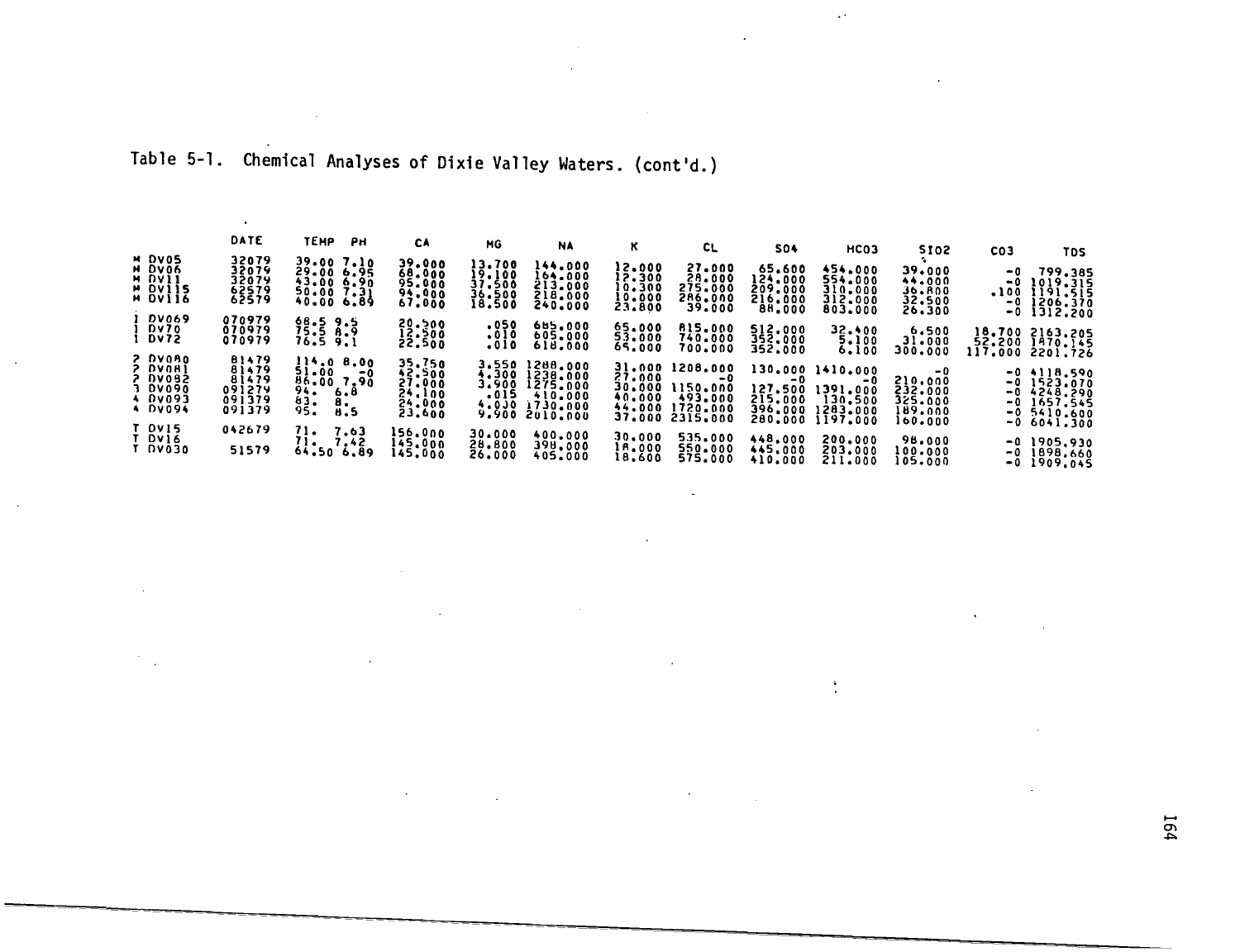Table 5-1. Chemical Analyses of Dixie Valley Waters. (cont'd.)

| | DATE | TEMP | PH | CA | MG | NA | K | CL | SO4 | HCO3 | SIO2 | CO3 | TDS |
|---|---|---|---|---|---|---|---|---|---|---|---|---|---|
| M DV05 | 32079 | 39.00 | 7.10 | 39.000 | 13.700 | 144.000 | 12.000 | 27.000 | 65.600 | 454.000 | 39.000 | -0 | 799.385 |
| M DV06 | 32079 | 29.00 | 6.95 | 68.000 | 19.100 | 164.000 | 12.300 | 28.000 | 124.000 | 554.000 | 44.000 | -0 | 1019.315 |
| M DV11 | 32079 | 43.00 | 6.90 | 95.000 | 37.500 | 213.000 | 10.300 | 275.000 | 209.000 | 310.000 | 36.800 | -0 | 1191.515 |
| M DV115 | 62579 | 50.00 | 7.31 | 94.000 | 36.500 | 218.000 | 10.000 | 286.000 | 216.000 | 312.000 | 32.500 | .100 | 1206.370 |
| M DV116 | 62579 | 40.00 | 6.89 | 67.000 | 18.500 | 240.000 | 23.800 | 39.000 | 88.000 | 803.000 | 26.300 | -0 | 1312.200 |
| 1 DV069 | 070979 | 68.5 | 9.5 | 20.500 | .050 | 685.000 | 65.000 | 815.000 | 512.000 | 32.400 | 6.500 | 18.700 | 2163.205 |
| 1 DV70 | 070979 | 75.5 | 8.9 | 12.500 | .010 | 605.000 | 53.000 | 740.000 | 352.000 | 5.100 | 31.000 | 52.200 | 1870.145 |
| 1 DV72 | 070979 | 76.5 | 9.1 | 22.500 | .010 | 618.000 | 65.000 | 700.000 | 352.000 | 6.100 | 300.000 | 117.000 | 2201.726 |
| 2 DV080 | 81479 | 114.0 | 8.00 | 35.750 | 3.550 | 1288.000 | 31.000 | 1208.000 | 130.000 | 1410.000 | -0 | -0 | 4118.590 |
| 2 DV081 | 81479 | 51.00 | -0 | 42.500 | 4.300 | 1238.000 | 27.000 | -0 | -0 | -0 | 210.000 | -0 | 1523.070 |
| 2 DV082 | 81479 | 86.00 | 7.90 | 27.000 | 3.900 | 1275.000 | 30.000 | 1150.000 | 127.500 | 1391.000 | 232.000 | -0 | 4248.290 |
| 3 DV090 | 091279 | 94. | 6.8 | 24.100 | .015 | 410.000 | 40.000 | 493.000 | 215.000 | 130.500 | 325.000 | -0 | 1657.545 |
| 4 DV093 | 091379 | 83. | 8. | 24.000 | 4.030 | 1730.000 | 44.000 | 1720.000 | 396.000 | 1283.000 | 189.000 | -0 | 5410.600 |
| 4 DV094 | 091379 | 95. | 8.5 | 23.600 | 9.900 | 2010.000 | 37.000 | 2315.000 | 280.000 | 1197.000 | 160.000 | -0 | 6041.300 |
| T DV15 | 042679 | 71. | 7.63 | 156.000 | 30.000 | 400.000 | 30.000 | 535.000 | 448.000 | 200.000 | 98.000 | -0 | 1905.930 |
| T DV16 | | 71. | 7.42 | 145.000 | 28.800 | 398.000 | 18.000 | 550.000 | 445.000 | 203.000 | 100.000 | -0 | 1898.660 |
| T DV030 | 51579 | 64.50 | 6.89 | 145.000 | 26.000 | 405.000 | 18.600 | 575.000 | 410.000 | 211.000 | 105.000 | -0 | 1909.045 |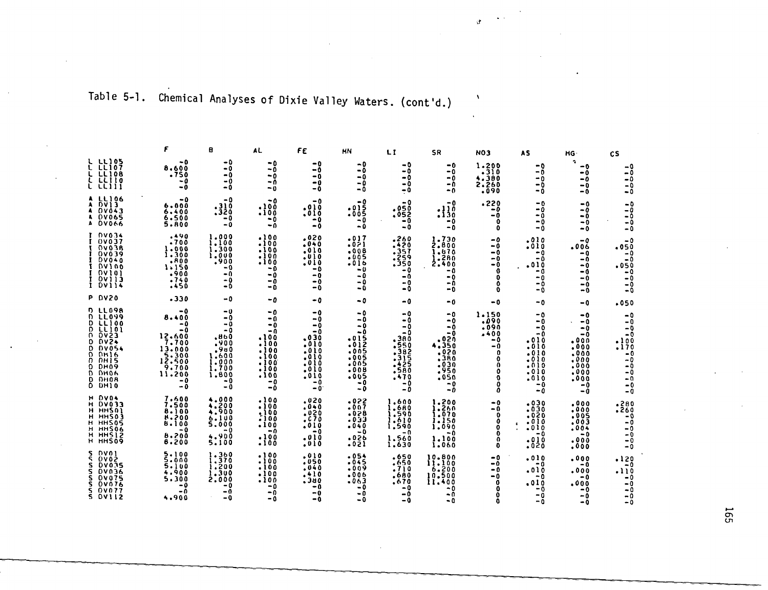Table 5-1. Chemical Analyses of Dixie Valley Waters. (cont'd.)

| | | F | B | AL | FE | MN | LI | SR | NO3 | AS | HG | CS |
|---|---|---|---|---|---|---|---|---|---|---|---|---|
| L | LL105 | -0 | -0 | -0 | -0 | -0 | -0 | -0 | 1.200 | -0 | -0 | -0 |
| L | LL107 | 8.600 | -0 | -0 | -0 | -0 | -0 | -0 | .310 | -0 | -0 | -0 |
| L | LL108 | .750 | -0 | -0 | -0 | -0 | -0 | -0 | 4.380 | -0 | -0 | -0 |
| L | LL110 | -0 | -0 | -0 | -0 | -0 | -0 | -0 | 2.260 | -0 | -0 | -0 |
| L | LL111 | -0 | -0 | -0 | -0 | -0 | -0 | -0 | .090 | -0 | -0 | -0 |
| A | LL106 | -0 | -0 | -0 | -0 | -0 | -0 | -0 | .220 | -0 | -0 | -0 |
| A | DV13 | 6.000 | .310 | .100 | .010 | .015 | .050 | .110 | -0 | -0 | -0 | -0 |
| A | DV043 | 6.400 | .320 | .100 | .010 | .005 | .052 | .130 | -0 | -0 | -0 | -0 |
| A | DV065 | 6.500 | -0 | -0 | -0 | -0 | -0 | -0 | 0 | -0 | -0 | -0 |
| A | DV066 | 5.800 | -0 | -0 | -0 | -0 | -0 | -0 | 0 | -0 | -0 | -0 |
| I | DV034 | .490 | 1.000 | .100 | .020 | .017 | .260 | 1.730 | -0 | .010 | -0 | -0 |
| I | DV037 | .700 | 1.100 | .100 | .040 | .021 | .420 | 2.800 | -0 | .010 | .006 | .050 |
| I | DV038 | 1.000 | 1.300 | .100 | .010 | .008 | .357 | 1.870 | -0 | -0 | -0 | -0 |
| I | DV039 | 1.300 | 1.000 | .100 | .010 | .005 | .259 | 1.280 | -0 | -0 | -0 | -0 |
| I | DV040 | .800 | .900 | .100 | .010 | .016 | .350 | 2.400 | -0 | .010 | -0 | .050 |
| I | DV100 | 1.150 | -0 | -0 | -0 | -0 | -0 | -0 | 0 | -0 | -0 | -0 |
| I | DV101 | .900 | -0 | -0 | -0 | -0 | -0 | -0 | 0 | -0 | -0 | -0 |
| I | DV113 | .740 | -0 | -0 | -0 | -0 | -0 | -0 | 0 | -0 | -0 | -0 |
| I | DV114 | .450 | -0 | -0 | -0 | -0 | -0 | -0 | 0 | -0 | -0 | -0 |
| P | DV20 | .330 | -0 | -0 | -0 | -0 | -0 | -0 | -0 | -0 | -0 | .050 |
| D | LL098 | -0 | -0 | -0 | -0 | -0 | -0 | -0 | 1.150 | -0 | -0 | -0 |
| D | LL099 | 8.400 | -0 | -0 | -0 | -0 | -0 | -0 | .090 | -0 | -0 | -0 |
| D | LL100 | -0 | -0 | -0 | -0 | -0 | -0 | -0 | .090 | -0 | -0 | -0 |
| D | LL101 | -0 | -0 | -0 | -0 | -0 | -0 | -0 | .400 | -0 | -0 | -0 |
| D | DV23 | 12.600 | .860 | .100 | .030 | .015 | .380 | .020 | -0 | .010 | .000 | .100 |
| D | DV24 | 7.700 | .900 | .100 | .010 | .012 | .550 | 4.350 | -0 | .010 | .000 | .170 |
| D | DV054 | 13.000 | .980 | .100 | .010 | .005 | .382 | .020 | 0 | .010 | .000 | -0 |
| D | DH16 | 5.300 | 1.600 | .100 | .010 | .005 | .315 | .380 | 0 | .010 | .000 | -0 |
| D | DH15 | 12.500 | 1.000 | .100 | .010 | .005 | .425 | .030 | 0 | .010 | .000 | -0 |
| D | DH09 | 9.700 | 1.700 | .100 | .010 | .008 | .580 | .950 | 0 | .010 | .000 | -0 |
| D | DH06 | 11.200 | 1.800 | .100 | .010 | .005 | .470 | .050 | 0 | .010 | .000 | -0 |
| D | DH08 | -0 | -0 | -0 | -0 | -0 | -0 | -0 | 0 | -0 | -0 | -0 |
| D | DH10 | -0 | -0 | -0 | -0 | -0 | -0 | -0 | 0 | -0 | -0 | -0 |
| H | DV04 | 7.600 | 4.000 | .100 | .020 | .022 | 1.600 | 1.200 | -0 | .030 | .000 | .280 |
| H | DV033 | 7.500 | 4.200 | .100 | .040 | .007 | 1.680 | 1.260 | -0 | .030 | .000 | .260 |
| H | HHS01 | 8.100 | 4.900 | .100 | .020 | .028 | 1.590 | 1.070 | 0 | .020 | .005 | -0 |
| H | HHS03 | 8.200 | 6.100 | .100 | .070 | .033 | 1.610 | 1.150 | 0 | .010 | .003 | -0 |
| H | HHS05 | 8.100 | 5.000 | .100 | .010 | .040 | 1.590 | 1.090 | 0 | .010 | .004 | -0 |
| H | HHS06 | -0 | -0 | -0 | -0 | -0 | -0 | -0 | 0 | -0 | -0 | -0 |
| H | HHS12 | 8.200 | 4.900 | .100 | .010 | .026 | 1.560 | 1.100 | 0 | .010 | .000 | -0 |
| H | HHS09 | 8.200 | 5.100 | .100 | .010 | .021 | 1.630 | 1.060 | 0 | .020 | .000 | -0 |
| S | DV01 | 5.100 | 1.360 | .100 | .010 | .054 | .650 | 10.800 | -0 | .010 | .000 | .120 |
| S | DV02 | 5.000 | 1.370 | .100 | .050 | .045 | .650 | 11.100 | -0 | -0 | -0 | -0 |
| S | DV035 | 5.100 | 1.200 | .100 | .040 | .009 | .710 | 6.200 | -0 | .010 | .000 | .110 |
| S | DV036 | 4.900 | 1.300 | .100 | .410 | .006 | .680 | 10.500 | -0 | -0 | -0 | -0 |
| S | DV075 | 5.300 | 2.000 | .100 | .380 | .063 | .670 | 11.400 | 0 | .010 | .000 | -0 |
| S | DV076 | -0 | -0 | -0 | -0 | -0 | -0 | -0 | 0 | -0 | -0 | -0 |
| S | DV077 | -0 | -0 | -0 | -0 | -0 | -0 | -0 | 0 | -0 | -0 | -0 |
| S | DV112 | 4.900 | -0 | -0 | -0 | -0 | -0 | -0 | 0 | -0 | -0 | -0 |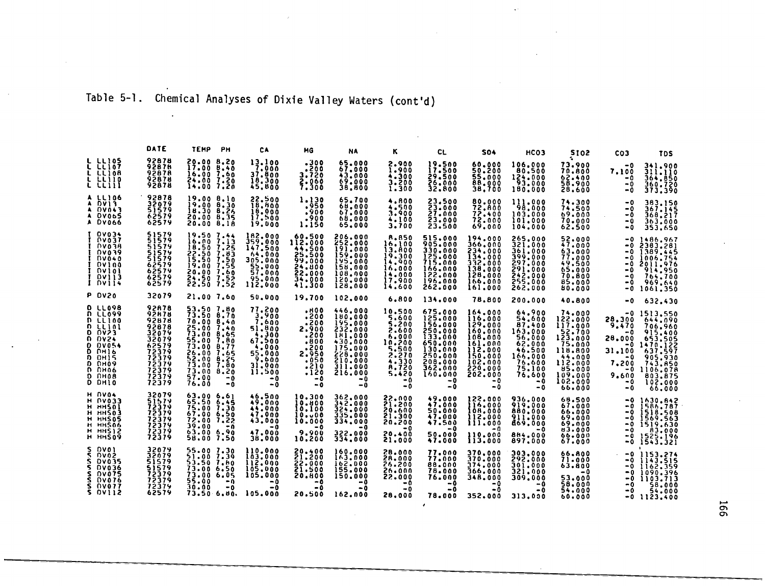Table 5-1. Chemical Analyses of Dixie Valley Waters (cont'd)

| | | DATE | TEMP | PH | CA | MG | NA | K | CL | SO4 | HCO3 | SIO2 | CO3 | TDS |
|---|---|---|---|---|---|---|---|---|---|---|---|---|---|---|
| L | LL105 | 92878 | 20.00 | 8.20 | 13.100 | .300 | 65.000 | 2.900 | 19.500 | 60.000 | 106.000 | 73.900 | -0 | 341.900 |
| L | LL107 | 92878 | 17.00 | 8.40 | 7.000 | .200 | 67.000 | 1.900 | 17.500 | 50.200 | 80.500 | 70.800 | 7.100 | 311.110 |
| L | LL108 | 92878 | 16.00 | 7.60 | 37.800 | 3.720 | 43.000 | 4.300 | 29.500 | 55.000 | 124.000 | 62.400 | -0 | 364.850 |
| L | LL110 | 92878 | 24.00 | 7.20 | 18.300 | 2.060 | 69.000 | 3.200 | 26.000 | 88.000 | 93.000 | 58.900 | -0 | 360.720 |
| L | LL111 | 92878 | 14.00 | 7.20 | 45.800 | 7.300 | 38.800 | 1.300 | 32.800 | 38.700 | 180.000 | 28.600 | -0 | 373.390 |
| A | LL106 | 92878 | 19.00 | 8.10 | 22.500 | 1.130 | 65.700 | 4.800 | 23.500 | 80.000 | 111.000 | 74.300 | -0 | 383.150 |
| A | DV13 | 32079 | 19.00 | 8.30 | 18.800 | .950 | 68.000 | 4.500 | 23.000 | 72.800 | 98.000 | 74.500 | -0 | 367.145 |
| A | DV043 | 51579 | 18.30 | 8.26 | 18.000 | .900 | 67.000 | 3.900 | 27.000 | 72.400 | 103.000 | 69.000 | -0 | 368.217 |
| A | DV065 | 62579 | 20.00 | 8.35 | 17.500 | .900 | 68.000 | 4.100 | 23.000 | 72.000 | 101.000 | 70.000 | -0 | 363.000 |
| A | DV066 | 62579 | 20.00 | 8.18 | 19.000 | 1.150 | 65.000 | 3.700 | 23.500 | 69.000 | 104.000 | 62.500 | -0 | 353.650 |
| I | DV034 | 51579 | 19.50 | 7.44 | 182.000 | 60.500 | 206.000 | 8.850 | 515.000 | 194.000 | 265.000 | 52.000 | -0 | 1486.967 |
| I | DV037 | 51579 | 16.00 | 7.13 | 359.000 | 112.000 | 252.000 | 16.100 | 905.000 | 366.000 | 321.000 | 47.000 | -0 | 2383.281 |
| I | DV038 | 51579 | 18.50 | 7.25 | 147.500 | 44.500 | 191.000 | 13.800 | 330.000 | 234.000 | 361.000 | 63.000 | -0 | 1389.445 |
| I | DV039 | 51579 | 22.50 | 7.83 | 64.000 | 25.500 | 159.000 | 19.300 | 125.000 | 134.000 | 399.000 | 77.000 | -0 | 1006.754 |
| I | DV040 | 51579 | 15.50 | 7.50 | 305.000 | 99.000 | 195.000 | 14.900 | 715.000 | 332.000 | 297.000 | 49.500 | -0 | 2011.976 |
| I | DV100 | 62579 | 19.00 | 7.55 | 55.000 | 24.800 | 158.000 | 16.000 | 166.000 | 138.000 | 291.000 | 65.000 | -0 | 914.950 |
| I | DV101 | 62579 | 20.00 | 7.60 | 57.000 | 22.000 | 108.000 | 14.000 | 122.000 | 128.000 | 242.000 | 70.800 | -0 | 764.700 |
| I | DV113 | 62579 | 24.50 | 7.52 | 95.000 | 34.000 | 120.000 | 17.900 | 196.000 | 166.000 | 255.000 | 85.000 | -0 | 969.640 |
| I | DV114 | 62579 | 22.50 | 7.52 | 112.000 | 41.300 | 128.000 | 14.600 | 262.000 | 161.000 | 262.000 | 80.000 | -0 | 1061.350 |
| P | DV20 | 32079 | 21.00 | 7.60 | 50.000 | 19.700 | 102.000 | 6.800 | 134.000 | 78.800 | 200.000 | 40.800 | -0 | 632.430 |
| D | LL098 | 92878 | 53.50 | 7.80 | 77.200 | .800 | 446.000 | 10.500 | 675.000 | 164.000 | 64.900 | 74.000 | -0 | 1513.550 |
| D | LL099 | 92878 | 73.50 | 8.70 | 3.900 | .200 | 180.000 | 5.600 | 125.000 | 116.000 | 54.600 | 122.000 | 28.300 | 644.090 |
| D | LL100 | 92878 | 70.00 | 8.40 | 7.600 | .200 | 195.000 | 5.200 | 156.000 | 129.000 | 87.400 | 117.000 | 9.470 | 706.960 |
| D | LL101 | 92878 | 25.00 | 7.40 | 51.800 | 2.900 | 232.000 | 2.600 | 250.000 | 160.000 | 163.000 | 52.700 | -0 | 915.400 |
| D | DV23 | 32079 | 73.00 | 8.55 | 4.300 | .200 | 181.000 | 6.000 | 133.000 | 108.000 | 56.000 | 123.000 | 28.000 | 653.505 |
| D | DV24 | 32079 | 55.00 | 7.80 | 67.500 | .800 | 430.000 | 10.200 | 650.000 | 161.000 | 62.000 | 75.000 | -0 | 1470.122 |
| D | DV054 | 62579 | 73.00 | 8.77 | 4.000 | .200 | 175.000 | 5.500 | 130.000 | 112.000 | 46.500 | 118.800 | 31.100 | 637.597 |
| D | DH16 | 72379 | 26.00 | 7.65 | 55.000 | 2.950 | 228.000 | 2.270 | 250.000 | 150.000 | 166.000 | 44.000 | -0 | 905.930 |
| D | DH15 | 72379 | 52.00 | 8.25 | 9.600 | .050 | 210.000 | 4.330 | 208.000 | 102.000 | 76.600 | 112.000 | 7.200 | 743.850 |
| D | DH09 | 72379 | 73.00 | 7.80 | 31.000 | .210 | 311.000 | 8.720 | 362.000 | 220.000 | 75.100 | 85.000 | -0 | 1106.078 |
| D | DH06 | 72379 | 73.00 | 8.20 | 11.500 | .120 | 216.000 | 5.420 | 160.000 | 202.000 | 76.600 | 109.000 | 9.600 | 803.875 |
| D | DH08 | 72379 | 57.00 | -0 | -0 | -0 | -0 | -0 | -0 | -0 | -0 | 102.000 | -0 | 102.000 |
| D | DH10 | 72379 | 76.00 | -0 | -0 | -0 | -0 | -0 | -0 | -0 | -0 | 66.000 | -0 | 66.000 |
| H | DV04 | 32079 | 63.00 | 6.61 | 46.500 | 10.300 | 362.000 | 22.000 | 49.000 | 122.000 | 936.000 | 68.500 | -0 | 1630.842 |
| H | DV033 | 51579 | 65.50 | 6.45 | 49.000 | 10.800 | 342.000 | 21.200 | 47.000 | 116.000 | 919.000 | 67.000 | -0 | 1586.787 |
| H | HHS01 | 72379 | 75.00 | 7.30 | 44.000 | 10.100 | 324.000 | 20.600 | 50.000 | 108.000 | 880.000 | 66.000 | -0 | 1518.508 |
| H | HHS03 | 72379 | 67.00 | 6.50 | 47.000 | 10.000 | 335.000 | 21.300 | 47.000 | 112.000 | 911.000 | 69.000 | -0 | 1569.563 |
| H | HHS05 | 72379 | 72.00 | 7.22 | 43.000 | 10.000 | 334.000 | 20.200 | 47.500 | 111.000 | 869.000 | 69.000 | -0 | 1519.630 |
| H | HHS06 | 72379 | 39.00 | -0 | -0 | -0 | -0 | -0 | -0 | -0 | -0 | 83.000 | -0 | 83.000 |
| H | HHS12 | 72379 | 63.00 | 6.90 | 47.000 | 9.900 | 322.000 | 20.400 | 50.000 | 110.000 | 884.000 | 66.000 | -0 | 1525.196 |
| H | HHS09 | 72379 | 58.00 | 7.50 | 38.000 | 10.200 | 334.000 | 21.000 | 47.000 | 113.000 | 897.000 | 67.000 | -0 | 1543.321 |
| S | DV01 | 32079 | 55.00 | 7.30 | 110.000 | 20.400 | 160.000 | 28.000 | 77.000 | 370.000 | 303.000 | 66.800 | -0 | 1153.274 |
| S | DV02 | 32079 | 51.00 | 7.39 | 103.000 | 21.200 | 163.000 | 28.000 | 77.000 | 370.000 | 292.000 | 71.000 | -0 | 1143.515 |
| S | DV035 | 51579 | 53.50 | 7.60 | 112.000 | 22.000 | 162.000 | 26.200 | 88.000 | 374.000 | 301.000 | 63.800 | -0 | 1162.359 |
| S | DV036 | 51579 | 73.00 | 6.50 | 105.000 | 21.500 | 155.000 | 26.000 | 78.000 | 366.000 | 321.000 | -0 | -0 | 1090.396 |
| S | DV075 | 72379 | 73.00 | 6.05 | 105.000 | 20.800 | 150.000 | 22.000 | 76.000 | 348.000 | 309.000 | 53.000 | -0 | 1103.713 |
| S | DV076 | 72379 | 55.00 | -0 | -0 | -0 | -0 | -0 | -0 | -0 | -0 | 58.000 | -0 | 58.000 |
| S | DV077 | 72379 | 30.00 | -0 | -0 | -0 | -0 | -0 | -0 | -0 | -0 | 54.000 | -0 | 54.000 |
| S | DV112 | 62579 | 73.50 | 6.80 | 105.000 | 20.500 | 162.000 | 28.000 | 78.000 | 352.000 | 313.000 | 60.000 | -0 | 1123.400 |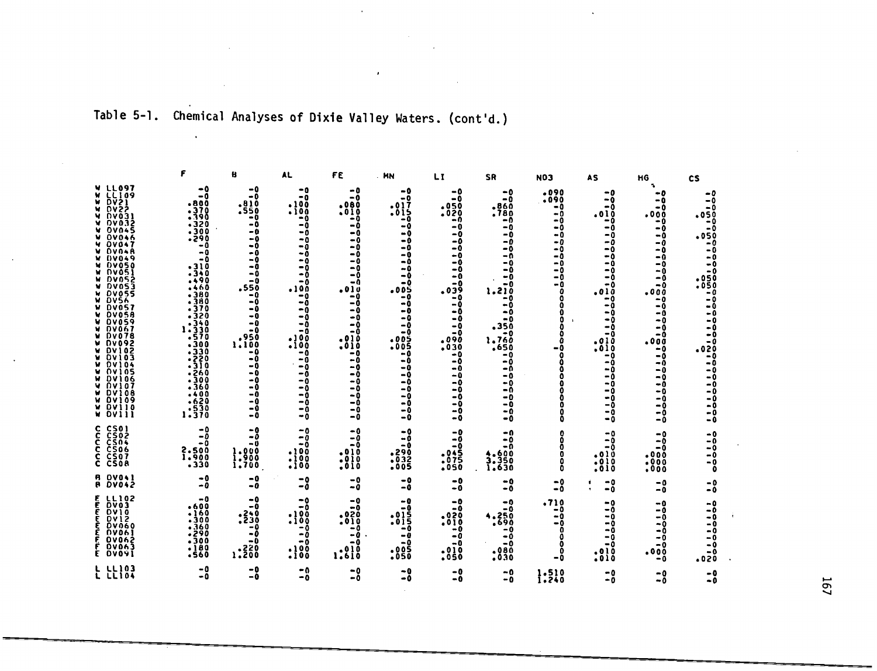Table 5-1. Chemical Analyses of Dixie Valley Waters. (cont'd.)

| | | F | B | AL | FE | MN | LI | SR | NO3 | AS | HG | CS |
|---|---|---|---|---|---|---|---|---|---|---|---|---|
| W | LL097 | -0 | -0 | -0 | -0 | -0 | -0 | -0 | .090 | -0 | -0 | -0 |
| W | LL109 | -0 | -0 | -0 | -0 | -0 | -0 | -0 | .090 | -0 | -0 | -0 |
| W | DV21 | .800 | .810 | .100 | .080 | .017 | .050 | .860 | -0 | -0 | -0 | -0 |
| W | DV22 | .370 | .550 | .100 | .010 | .015 | .020 | .780 | -0 | -0 | -0 | -0 |
| W | DV031 | .390 | -0 | -0 | -0 | -0 | -0 | -0 | -0 | .010 | .000 | .050 |
| W | DV032 | .320 | -0 | -0 | -0 | -0 | -0 | -0 | -0 | -0 | -0 | -0 |
| W | DV045 | .300 | -0 | -0 | -0 | -0 | -0 | -0 | -0 | -0 | -0 | -0 |
| W | DV046 | .290 | -0 | -0 | -0 | -0 | -0 | -0 | -0 | -0 | -0 | .050 |
| W | DV047 | -0 | -0 | -0 | -0 | -0 | -0 | -0 | -0 | -0 | -0 | -0 |
| W | DV048 | -0 | -0 | -0 | -0 | -0 | -0 | -0 | -0 | -0 | -0 | -0 |
| W | DV049 | -0 | -0 | -0 | -0 | -0 | -0 | -0 | -0 | -0 | -0 | -0 |
| W | DV050 | .310 | -0 | -0 | -0 | -0 | -0 | -0 | -0 | -0 | -0 | -0 |
| W | DV051 | .340 | -0 | -0 | -0 | -0 | -0 | -0 | -0 | -0 | -0 | -0 |
| W | DV052 | .490 | -0 | -0 | -0 | -0 | -0 | -0 | -0 | -0 | -0 | .050 |
| W | DV053 | .460 | .550 | .100 | .010 | .005 | .039 | 1.210 | 0 | .010 | .000 | .050 |
| W | DV055 | .380 | -0 | -0 | -0 | -0 | -0 | -0 | 0 | -0 | -0 | -0 |
| W | DV56 | .380 | -0 | -0 | -0 | -0 | -0 | -0 | 0 | -0 | -0 | -0 |
| W | DV057 | .370 | -0 | -0 | -0 | -0 | -0 | -0 | 0 | -0 | -0 | -0 |
| W | DV058 | .320 | -0 | -0 | -0 | -0 | -0 | -0 | 0 | -0 | -0 | -0 |
| W | DV059 | .340 | -0 | -0 | -0 | -0 | -0 | .350 | 0 | -0 | -0 | -0 |
| W | DV067 | 1.330 | -0 | -0 | -0 | -0 | -0 | -0 | 0 | -0 | -0 | -0 |
| W | DV078 | .570 | .950 | .100 | .010 | .005 | .090 | 1.760 | 0 | .010 | .000 | -0 |
| W | DV092 | .300 | 1.100 | .100 | .010 | .005 | .030 | .650 | -0 | .010 | -0 | .020 |
| W | DV102 | .330 | -0 | -0 | -0 | -0 | -0 | -0 | 0 | -0 | -0 | -0 |
| W | DV103 | .220 | -0 | -0 | -0 | -0 | -0 | -0 | 0 | -0 | -0 | -0 |
| W | DV104 | .310 | -0 | -0 | -0 | -0 | -0 | -0 | 0 | -0 | -0 | -0 |
| W | DV105 | .260 | -0 | -0 | -0 | -0 | -0 | -0 | 0 | -0 | -0 | -0 |
| W | DV106 | .300 | -0 | -0 | -0 | -0 | -0 | -0 | 0 | -0 | -0 | -0 |
| W | DV107 | .360 | -0 | -0 | -0 | -0 | -0 | -0 | 0 | -0 | -0 | -0 |
| W | DV108 | .400 | -0 | -0 | -0 | -0 | -0 | -0 | 0 | -0 | -0 | -0 |
| W | DV109 | .620 | -0 | -0 | -0 | -0 | -0 | -0 | 0 | -0 | -0 | -0 |
| W | DV110 | .530 | -0 | -0 | -0 | -0 | -0 | -0 | 0 | -0 | -0 | -0 |
| W | DV111 | 1.370 | -0 | -0 | -0 | -0 | -0 | -0 | 0 | -0 | -0 | -0 |
| C | CS01 | -0 | -0 | -0 | -0 | -0 | -0 | -0 | 0 | -0 | -0 | -0 |
| C | CS02 | -0 | -0 | -0 | -0 | -0 | -0 | -0 | 0 | -0 | -0 | -0 |
| C | CS04 | -0 | -0 | -0 | -0 | -0 | -0 | -0 | 0 | -0 | -0 | -0 |
| C | CS06 | 2.500 | 1.000 | .100 | .010 | .290 | .045 | 4.600 | 0 | .010 | .000 | -0 |
| C | CS07 | 1.900 | 1.900 | .100 | .010 | .032 | .075 | 3.350 | 0 | .010 | .000 | -0 |
| C | CS08 | .330 | 1.700 | .100 | .010 | .005 | .050 | 1.630 | 0 | .010 | .000 | 0 |
| R | DV041 | -0 | -0 | -0 | -0 | -0 | -0 | -0 | -0 | -0 | -0 | -0 |
| R | DV042 | -0 | -0 | -0 | -0 | -0 | -0 | -0 | -0 | -0 | -0 | -0 |
| E | LL102 | -0 | -0 | -0 | -0 | -0 | -0 | -0 | .710 | -0 | -0 | -0 |
| E | DV03 | .600 | -0 | -0 | -0 | -0 | -0 | -0 | -0 | -0 | -0 | -0 |
| E | DV10 | .160 | .240 | .100 | .020 | .015 | .020 | 4.250 | -0 | -0 | -0 | -0 |
| E | DV12 | .300 | .230 | .100 | .010 | .015 | .010 | .690 | -0 | -0 | -0 | -0 |
| E | DV060 | .360 | -0 | -0 | -0 | -0 | -0 | -0 | 0 | -0 | -0 | -0 |
| E | DV061 | .290 | -0 | -0 | -0 | -0 | -0 | -0 | 0 | -0 | -0 | -0 |
| E | DV062 | .300 | -0 | -0 | -0 | -0 | -0 | -0 | 0 | -0 | -0 | -0 |
| E | DV063 | .180 | .220 | .100 | .010 | .005 | .010 | .080 | 0 | .010 | .000 | -0 |
| E | DV091 | .560 | 1.200 | .100 | 1.610 | .050 | .050 | .030 | -0 | .010 | -0 | .020 |
| L | LL103 | -0 | -0 | -0 | -0 | -0 | -0 | -0 | 1.510 | -0 | -0 | -0 |
| L | LL104 | -0 | -0 | -0 | -0 | -0 | -0 | -0 | 1.240 | -0 | -0 | -0 |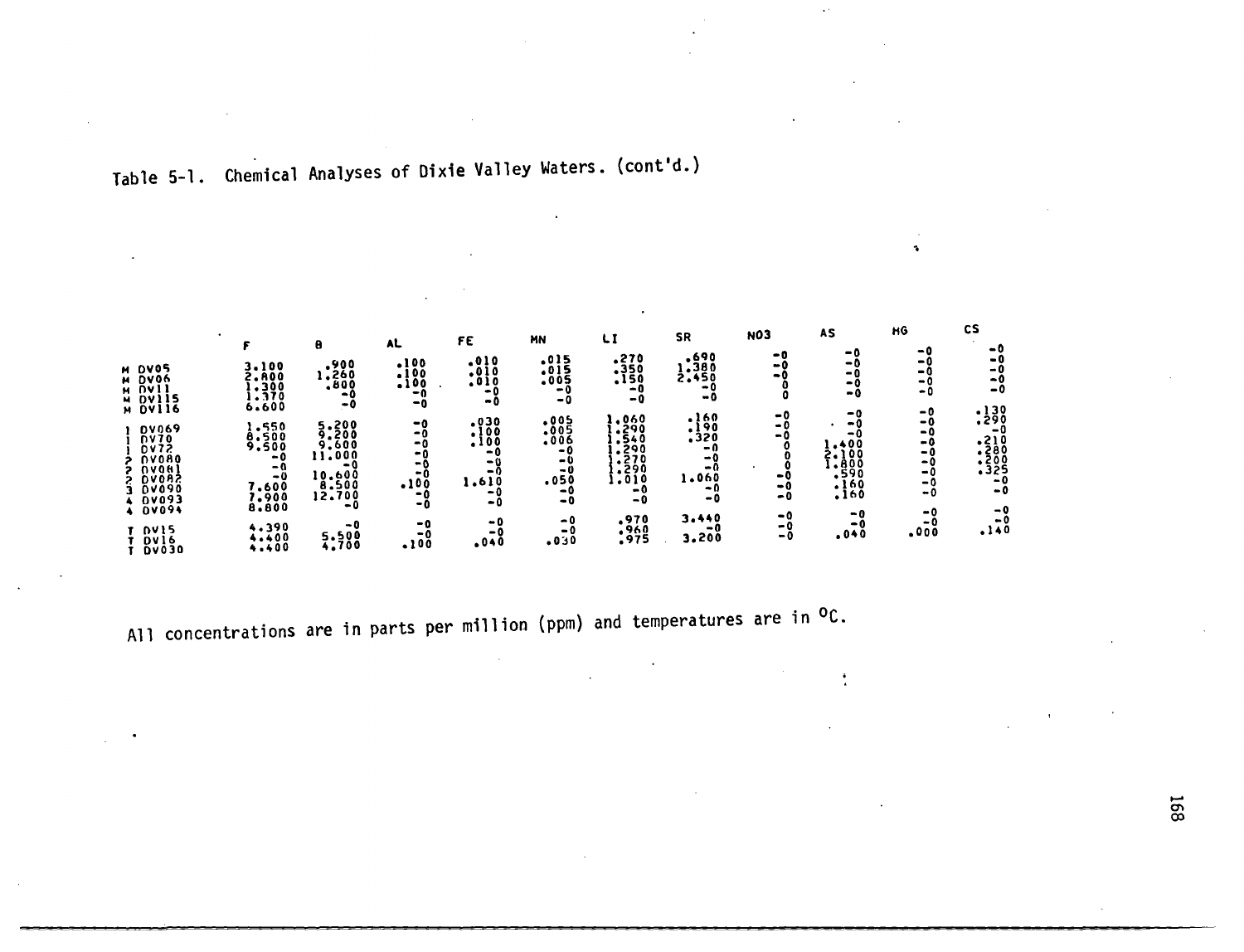Table 5-1. Chemical Analyses of Dixie Valley Waters. (cont'd.)

| | F | B | AL | FE | MN | LI | SR | NO3 | AS | HG | CS |
|---|---|---|---|---|---|---|---|---|---|---|---|
| M DV05 | 3.100 | .900 | .100 | .010 | .015 | .270 | .690 | -0 | -0 | -0 | -0 |
| M DV06 | 2.800 | 1.260 | .100 | .010 | .015 | .350 | 1.380 | -0 | -0 | -0 | -0 |
| M DV11 | 1.300 | .800 | .100 | .010 | .005 | .150 | 2.450 | -0 | -0 | -0 | -0 |
| M DV115 | 1.370 | -0 | -0 | -0 | -0 | -0 | -0 | 0 | -0 | -0 | -0 |
| M DV116 | 6.600 | -0 | -0 | -0 | -0 | -0 | -0 | 0 | -0 | -0 | -0 |
| 1 DV069 | 1.550 | 5.200 | -0 | .030 | .005 | 1.060 | .160 | -0 | -0 | -0 | .130 |
| 1 DV70 | 8.500 | 9.200 | -0 | .100 | .005 | 1.290 | .190 | -0 | -0 | -0 | .290 |
| 1 DV72 | 9.500 | 9.600 | -0 | .100 | .006 | 1.540 | .320 | -0 | -0 | -0 | -0 |
| 2 DV080 | -0 | 11.000 | -0 | -0 | -0 | 1.290 | -0 | 0 | 1.400 | -0 | .210 |
| 2 DV081 | -0 | -0 | -0 | -0 | -0 | 1.270 | -0 | 0 | 2.100 | -0 | .280 |
| 2 DV082 | -0 | 10.600 | -0 | -0 | -0 | 1.290 | -0 | 0 | 1.800 | -0 | .200 |
| 3 DV090 | 7.600 | 8.500 | .100 | 1.610 | .050 | 1.010 | 1.060 | -0 | .590 | -0 | .325 |
| 4 DV093 | 7.900 | 12.700 | -0 | -0 | -0 | -0 | -0 | -0 | .160 | -0 | -0 |
| 4 DV094 | 8.800 | -0 | -0 | -0 | -0 | -0 | -0 | -0 | .160 | -0 | -0 |
| T DV15 | 4.390 | -0 | -0 | -0 | -0 | .970 | 3.440 | -0 | -0 | -0 | -0 |
| T DV16 | 4.400 | 5.500 | -0 | -0 | -0 | .960 | -0 | -0 | -0 | -0 | -0 |
| T DV030 | 4.400 | 4.700 | .100 | .040 | .030 | .975 | 3.200 | -0 | .040 | .000 | .140 |

All concentrations are in parts per million (ppm) and temperatures are in $^{o}C$.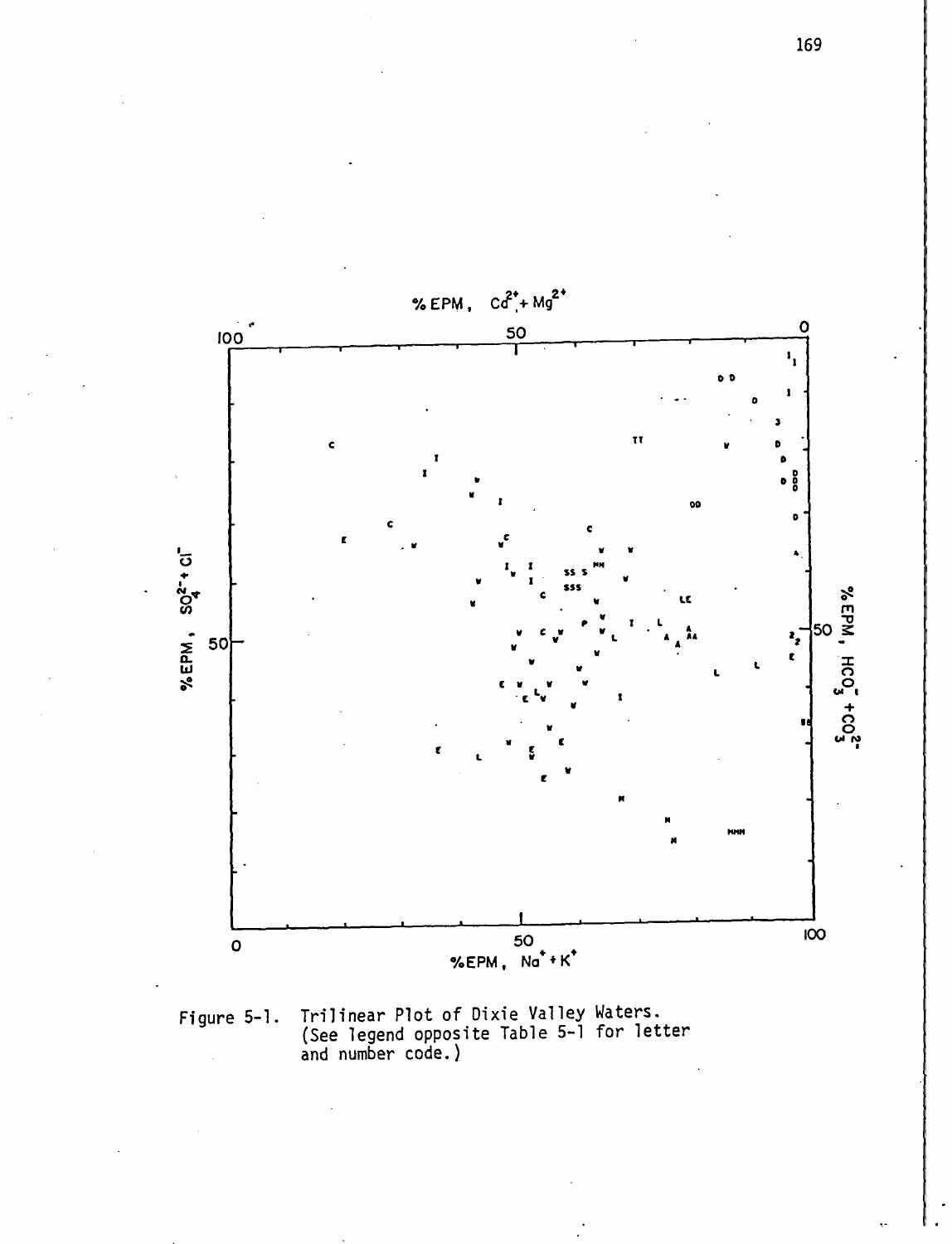Figure 5-1. Trilinear Plot of Dixie Valley Waters. (See legend opposite Table 5-1 for letter and number code.)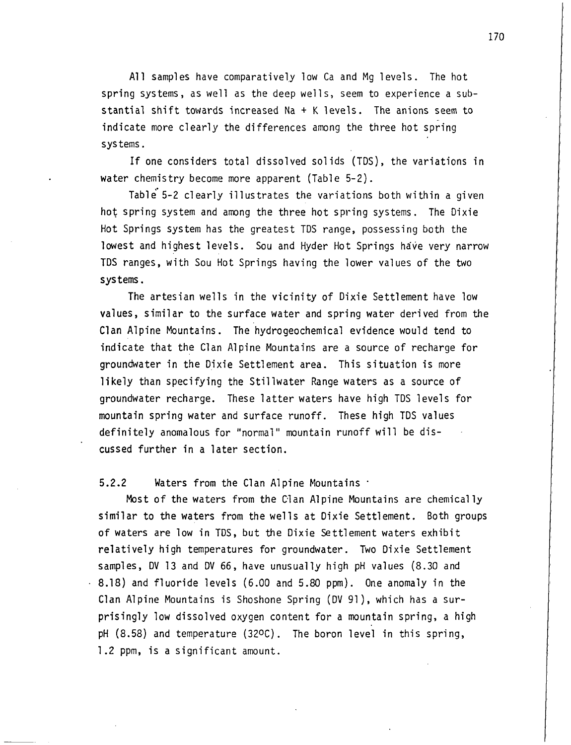All samples have comparatively low Ca and Mg levels. The hot spring systems, as well as the deep wells, seem to experience a substantial shift towards increased Na + K levels. The anions seem to indicate more clearly the differences among the three hot spring systems.

If one considers total dissolved solids (TDS), the variations in water chemistry become more apparent (Table 5-2).

Table 5-2 clearly illustrates the variations both within a given hot spring system and among the three hot spring systems. The Dixie Hot Springs system has the greatest TDS range, possessing both the lowest and highest levels. Sou and Hyder Hot Springs have very narrow TDS ranges, with Sou Hot Springs having the lower values of the two systems.

The artesian wells in the vicinity of Dixie Settlement have low values, similar to the surface water and spring water derived from the Clan Alpine Mountains. The hydrogeochemical evidence would tend to indicate that the Clan Alpine Mountains are a source of recharge for groundwater in the Dixie Settlement area. This situation is more likely than specifying the Stillwater Range waters as a source of groundwater recharge. These latter waters have high TDS levels for mountain spring water and surface runoff. These high TDS values definitely anomalous for "normal" mountain runoff will be discussed further in a later section.

### 5.2.2 Waters from the Clan Alpine Mountains

Most of the waters from the Clan Alpine Mountains are chemically similar to the waters from the wells at Dixie Settlement. Both groups of waters are low in TDS, but the Dixie Settlement waters exhibit relatively high temperatures for groundwater. Two Dixie Settlement samples, DV 13 and DV 66, have unusually high pH values (8.30 and 8.18) and fluoride levels (6.00 and 5.80 ppm). One anomaly in the Clan Alpine Mountains is Shoshone Spring (DV 91), which has a surprisingly low dissolved oxygen content for a mountain spring, a high pH (8.58) and temperature (32°C). The boron level in this spring, 1.2 ppm, is a significant amount.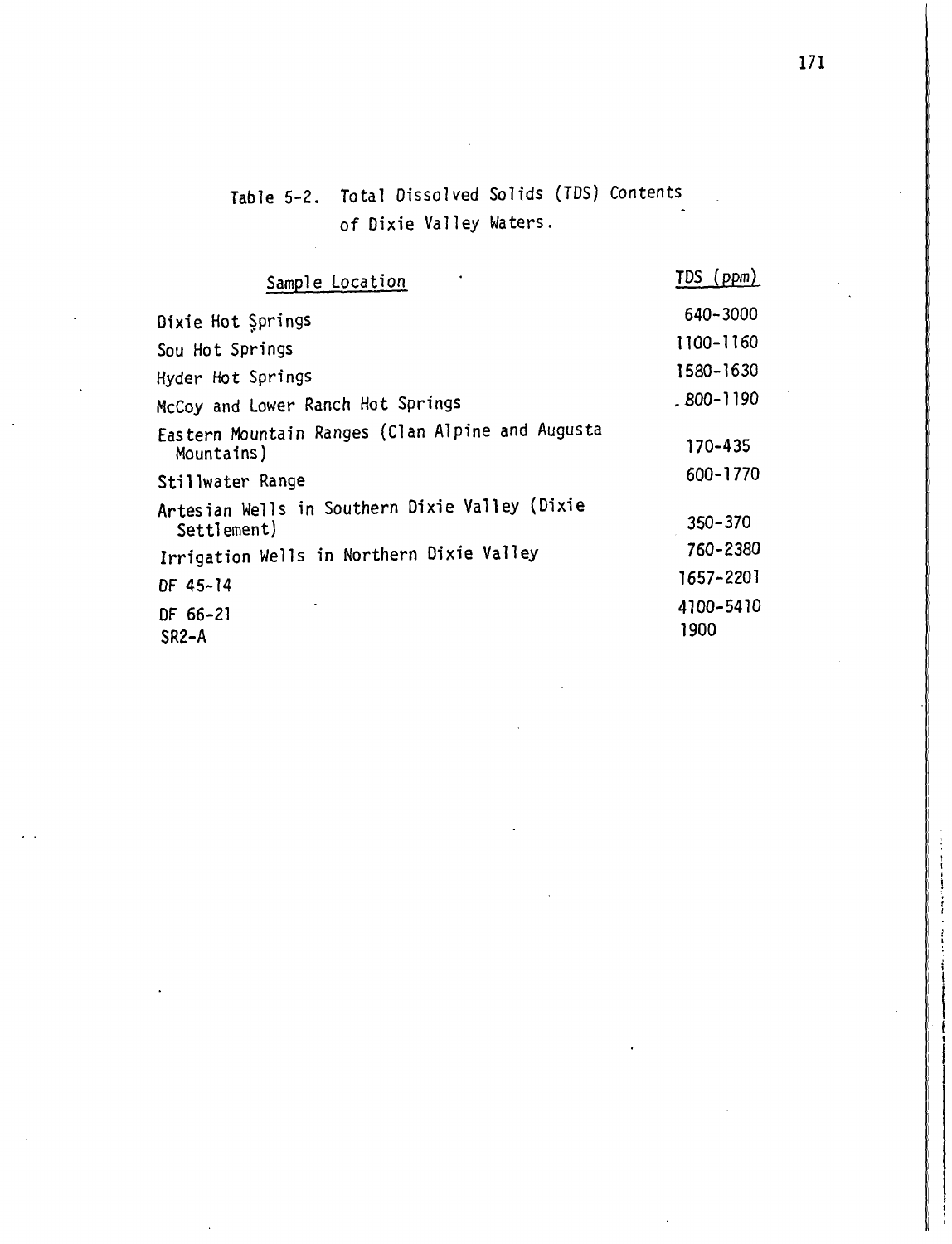Table 5-2. Total Dissolved Solids (TDS) Contents of Dixie Valley Waters.

| Sample Location | TDS (ppm) |
|---|---|
| Dixie Hot Springs | 640-3000 |
| Sou Hot Springs | 1100-1160 |
| Hyder Hot Springs | 1580-1630 |
| McCoy and Lower Ranch Hot Springs | 800-1190 |
| Eastern Mountain Ranges (Clan Alpine and Augusta Mountains) | 170-435 |
| Stillwater Range | 600-1770 |
| Artesian Wells in Southern Dixie Valley (Dixie Settlement) | 350-370 |
| Irrigation Wells in Northern Dixie Valley | 760-2380 |
| DF 45-14 | 1657-2201 |
| DF 66-21 | 4100-5410 |
| SR2-A | 1900 |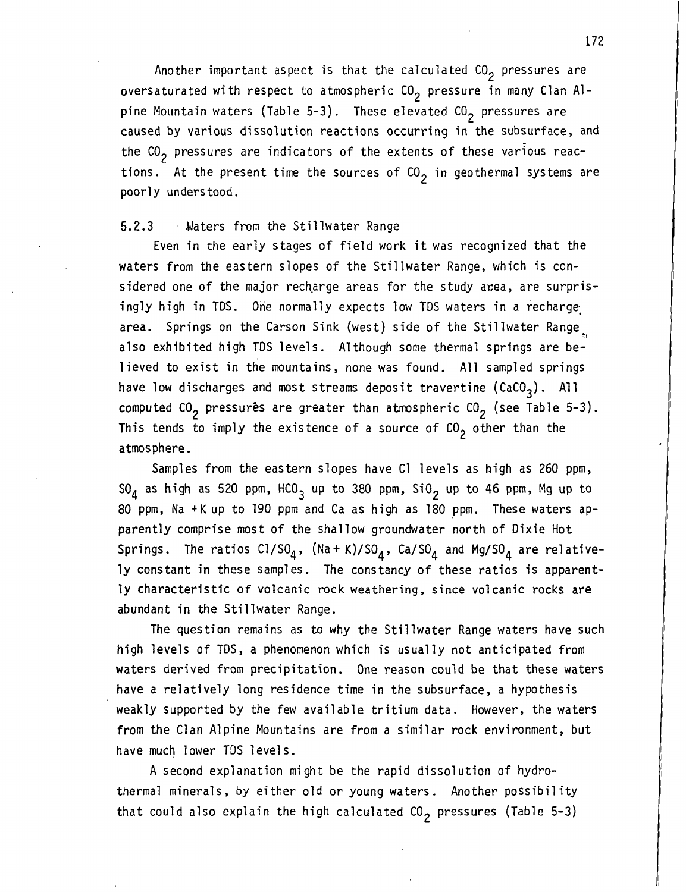Another important aspect is that the calculated $CO_2$ pressures are oversaturated with respect to atmospheric $CO_2$ pressure in many Clan Alpine Mountain waters (Table 5-3). These elevated $CO_2$ pressures are caused by various dissolution reactions occurring in the subsurface, and the $CO_2$ pressures are indicators of the extents of these various reactions. At the present time the sources of $CO_2$ in geothermal systems are poorly understood.

### 5.2.3 Waters from the Stillwater Range

Even in the early stages of field work it was recognized that the waters from the eastern slopes of the Stillwater Range, which is considered one of the major recharge areas for the study area, are surprisingly high in TDS. One normally expects low TDS waters in a recharge area. Springs on the Carson Sink (west) side of the Stillwater Range also exhibited high TDS levels. Although some thermal springs are believed to exist in the mountains, none was found. All sampled springs have low discharges and most streams deposit travertine ($CaCO_3$). All computed $CO_2$ pressures are greater than atmospheric $CO_2$ (see Table 5-3). This tends to imply the existence of a source of $CO_2$ other than the atmosphere.

Samples from the eastern slopes have Cl levels as high as 260 ppm, $SO_4$ as high as 520 ppm, $HCO_3$ up to 380 ppm, $SiO_2$ up to 46 ppm, Mg up to 80 ppm, Na + K up to 190 ppm and Ca as high as 180 ppm. These waters apparently comprise most of the shallow groundwater north of Dixie Hot Springs. The ratios $Cl/SO_4$, $(Na+K)/SO_4$, $Ca/SO_4$ and $Mg/SO_4$ are relatively constant in these samples. The constancy of these ratios is apparently characteristic of volcanic rock weathering, since volcanic rocks are abundant in the Stillwater Range.

The question remains as to why the Stillwater Range waters have such high levels of TDS, a phenomenon which is usually not anticipated from waters derived from precipitation. One reason could be that these waters have a relatively long residence time in the subsurface, a hypothesis weakly supported by the few available tritium data. However, the waters from the Clan Alpine Mountains are from a similar rock environment, but have much lower TDS levels.

A second explanation might be the rapid dissolution of hydrothermal minerals, by either old or young waters. Another possibility that could also explain the high calculated $CO_2$ pressures (Table 5-3)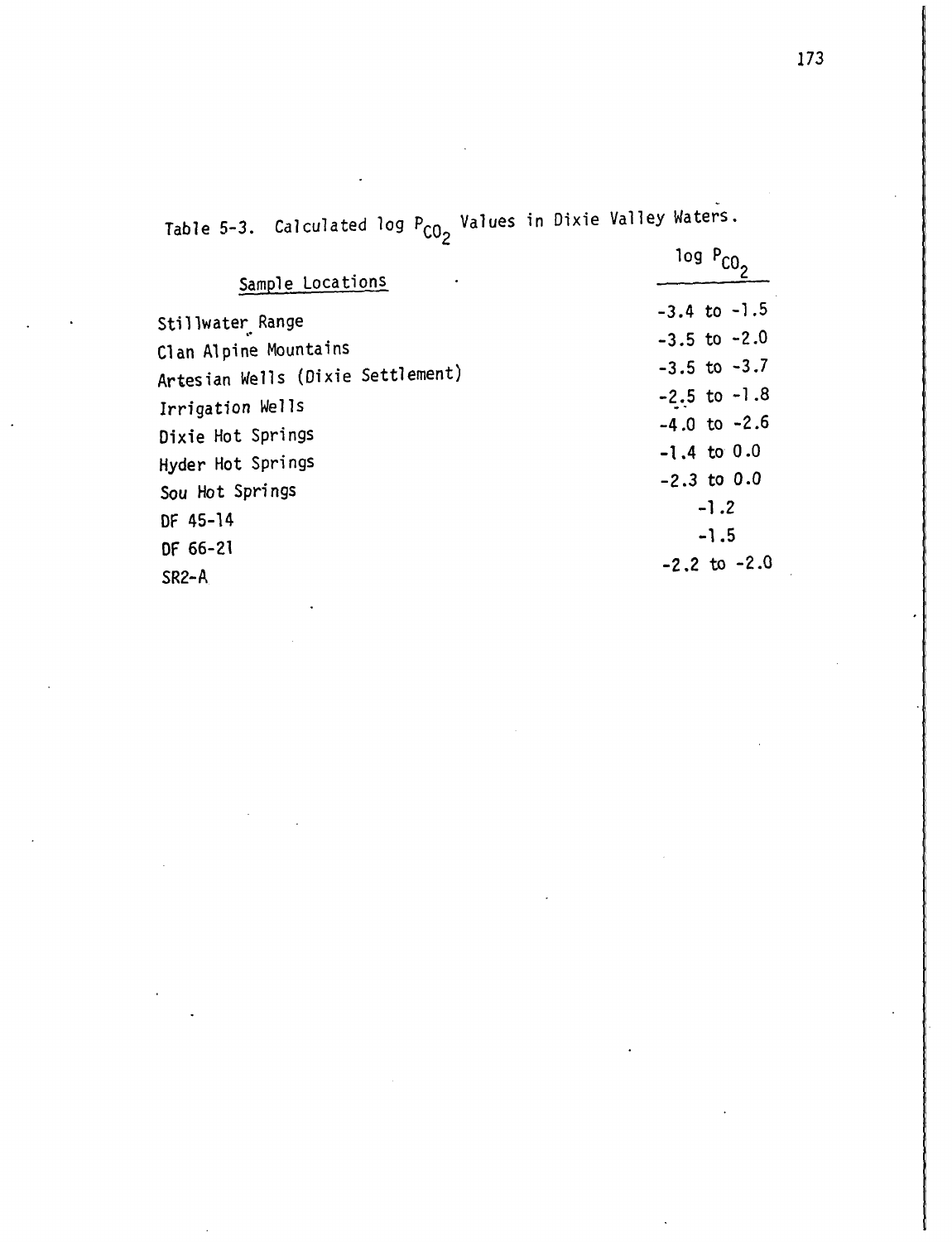Table 5-3. Calculated log $P_{CO_2}$ Values in Dixie Valley Waters.

| Sample Locations | log $P_{CO_2}$ |
|---|---|
| Stillwater Range | -3.4 to -1.5 |
| Clan Alpine Mountains | -3.5 to -2.0 |
| Artesian Wells (Dixie Settlement) | -3.5 to -3.7 |
| Irrigation Wells | -2.5 to -1.8 |
| Dixie Hot Springs | -4.0 to -2.6 |
| Hyder Hot Springs | -1.4 to 0.0 |
| Sou Hot Springs | -2.3 to 0.0 |
| DF 45-14 | -1.2 |
| DF 66-21 | -1.5 |
| SR2-A | -2.2 to -2.0 |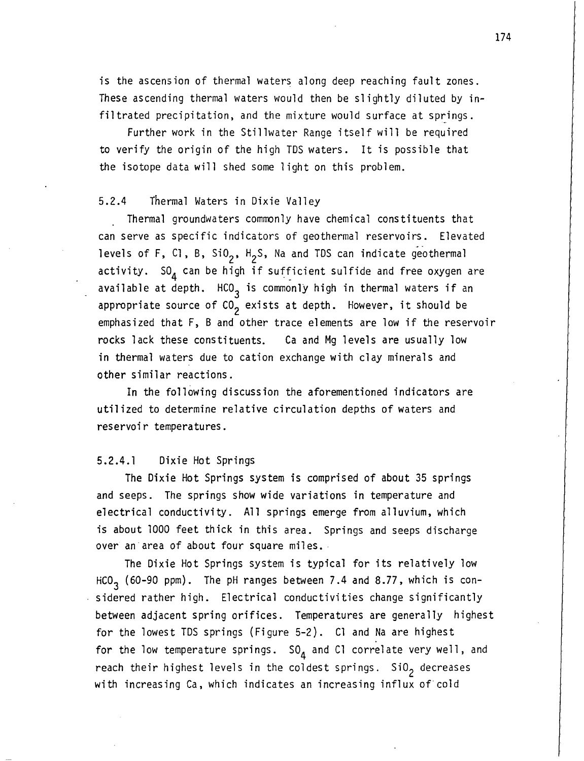is the ascension of thermal waters along deep reaching fault zones. These ascending thermal waters would then be slightly diluted by infiltrated precipitation, and the mixture would surface at springs.

Further work in the Stillwater Range itself will be required to verify the origin of the high TDS waters. It is possible that the isotope data will shed some light on this problem.

### 5.2.4 Thermal Waters in Dixie Valley

Thermal groundwaters commonly have chemical constituents that can serve as specific indicators of geothermal reservoirs. Elevated levels of F, Cl, B, $SiO_2$, $H_2S$, Na and TDS can indicate geothermal activity. $SO_4$ can be high if sufficient sulfide and free oxygen are available at depth. $HCO_3$ is commonly high in thermal waters if an appropriate source of $CO_2$ exists at depth. However, it should be emphasized that F, B and other trace elements are low if the reservoir rocks lack these constituents. Ca and Mg levels are usually low in thermal waters due to cation exchange with clay minerals and other similar reactions.

In the following discussion the aforementioned indicators are utilized to determine relative circulation depths of waters and reservoir temperatures.

#### 5.2.4.1 Dixie Hot Springs

The Dixie Hot Springs system is comprised of about 35 springs and seeps. The springs show wide variations in temperature and electrical conductivity. All springs emerge from alluvium, which is about 1000 feet thick in this area. Springs and seeps discharge over an area of about four square miles.

The Dixie Hot Springs system is typical for its relatively low $HCO_3$ (60-90 ppm). The pH ranges between 7.4 and 8.77, which is considered rather high. Electrical conductivities change significantly between adjacent spring orifices. Temperatures are generally highest for the lowest TDS springs (Figure 5-2). Cl and Na are highest for the low temperature springs. $SO_4$ and Cl correlate very well, and reach their highest levels in the coldest springs. $SiO_2$ decreases with increasing Ca, which indicates an increasing influx of cold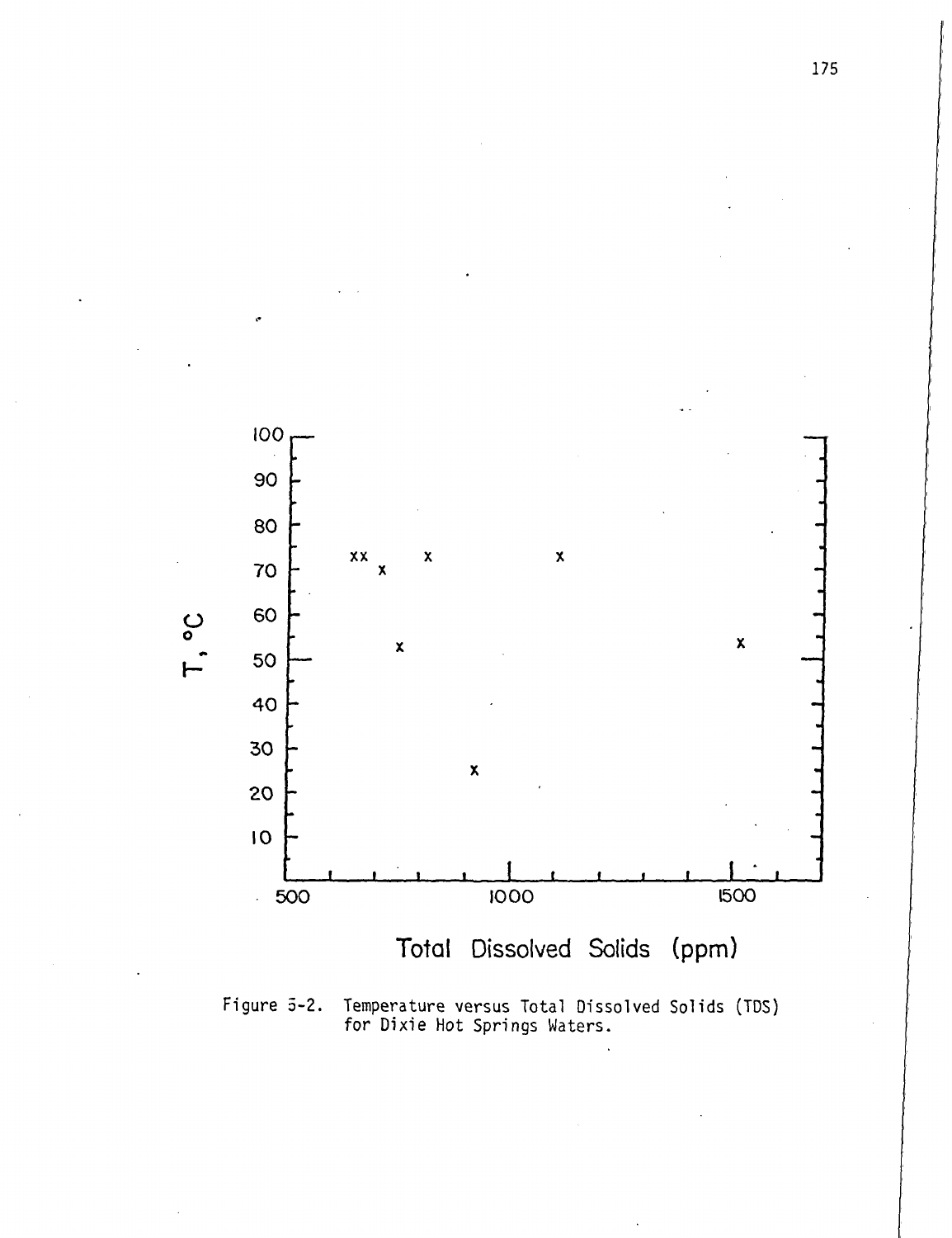Figure 5-2. Temperature versus Total Dissolved Solids (TDS) for Dixie Hot Springs Waters.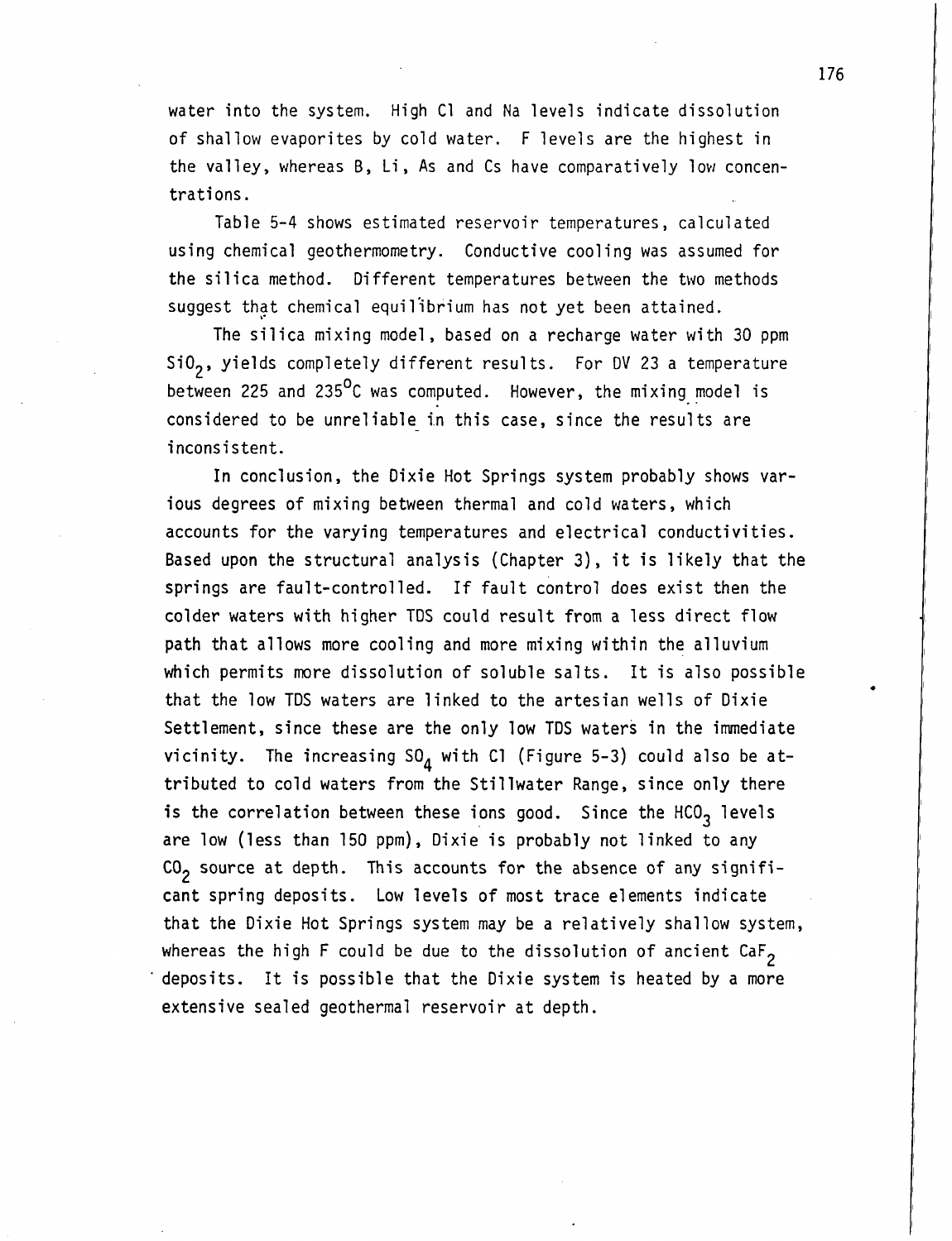water into the system. High Cl and Na levels indicate dissolution of shallow evaporites by cold water. F levels are the highest in the valley, whereas B, Li, As and Cs have comparatively low concentrations.

Table 5-4 shows estimated reservoir temperatures, calculated using chemical geothermometry. Conductive cooling was assumed for the silica method. Different temperatures between the two methods suggest that chemical equilibrium has not yet been attained.

The silica mixing model, based on a recharge water with 30 ppm $SiO_2$, yields completely different results. For DV 23 a temperature between 225 and 235°C was computed. However, the mixing model is considered to be unreliable in this case, since the results are inconsistent.

In conclusion, the Dixie Hot Springs system probably shows various degrees of mixing between thermal and cold waters, which accounts for the varying temperatures and electrical conductivities. Based upon the structural analysis (Chapter 3), it is likely that the springs are fault-controlled. If fault control does exist then the colder waters with higher TDS could result from a less direct flow path that allows more cooling and more mixing within the alluvium which permits more dissolution of soluble salts. It is also possible that the low TDS waters are linked to the artesian wells of Dixie Settlement, since these are the only low TDS waters in the immediate vicinity. The increasing $SO_4$ with Cl (Figure 5-3) could also be attributed to cold waters from the Stillwater Range, since only there is the correlation between these ions good. Since the $HCO_3$ levels are low (less than 150 ppm), Dixie is probably not linked to any $CO_2$ source at depth. This accounts for the absence of any significant spring deposits. Low levels of most trace elements indicate that the Dixie Hot Springs system may be a relatively shallow system, whereas the high F could be due to the dissolution of ancient $CaF_2$ deposits. It is possible that the Dixie system is heated by a more extensive sealed geothermal reservoir at depth.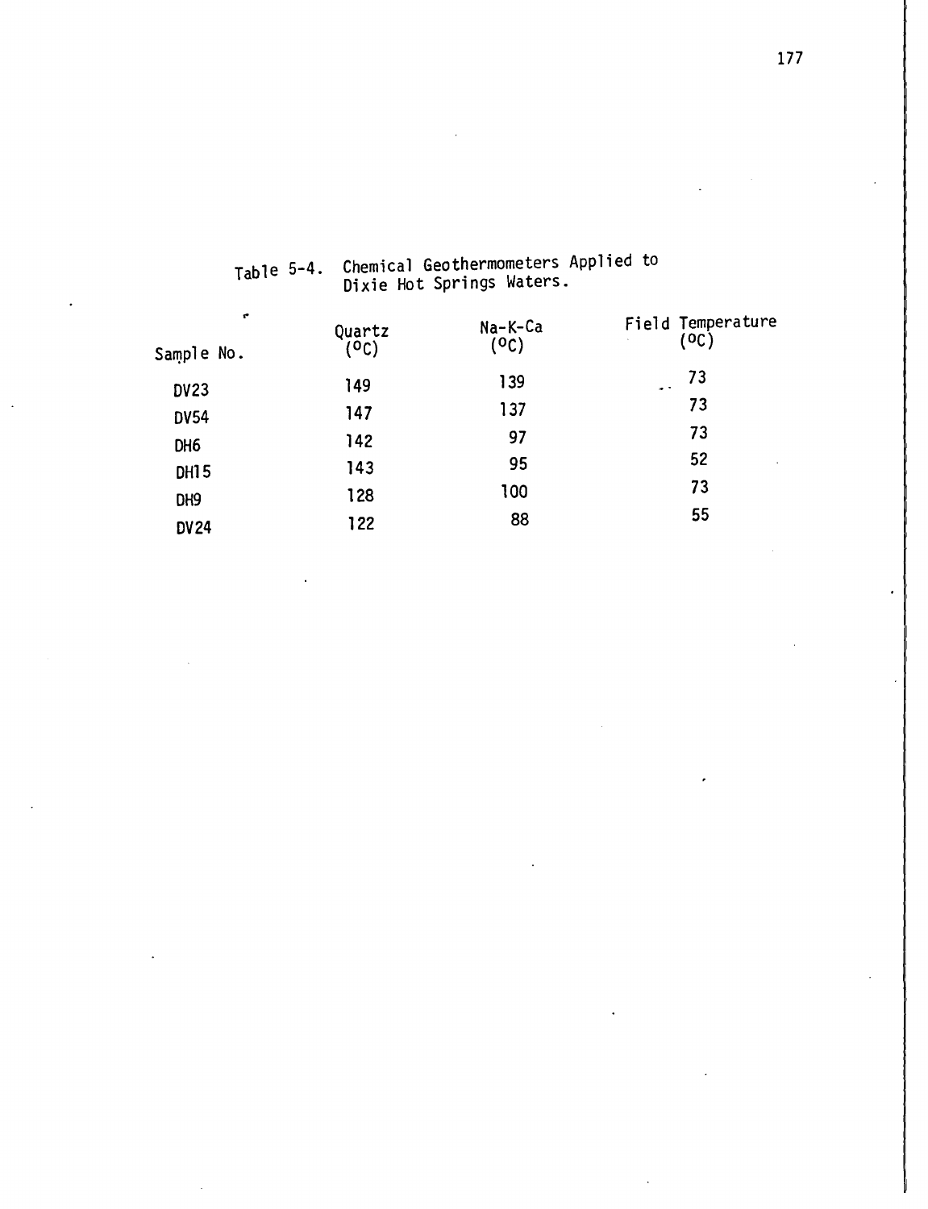Table 5-4. Chemical Geothermometers Applied to Dixie Hot Springs Waters.

| Sample No. | Quartz (°C) | Na-K-Ca (°C) | Field Temperature (°C) |
|---|---|---|---|
| DV23 | 149 | 139 | 73 |
| DV54 | 147 | 137 | 73 |
| DH6 | 142 | 97 | 73 |
| DH15 | 143 | 95 | 52 |
| DH9 | 128 | 100 | 73 |
| DV24 | 122 | 88 | 55 |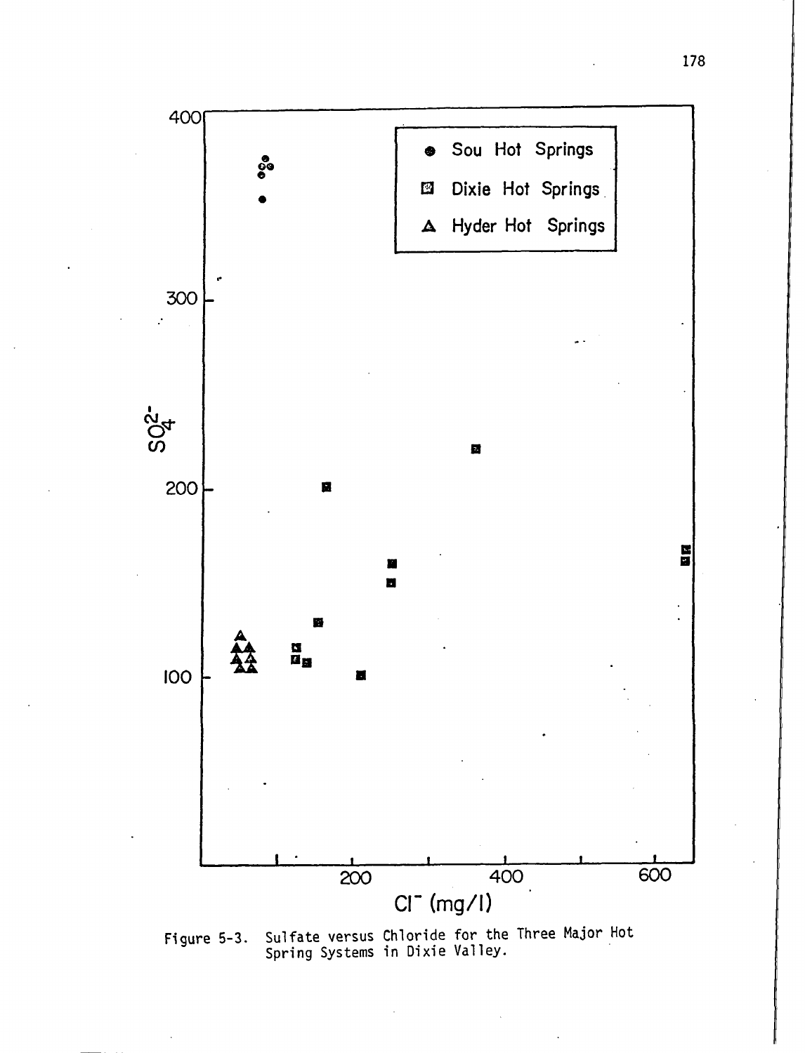Figure 5-3. Sulfate versus Chloride for the Three Major Hot Spring Systems in Dixie Valley.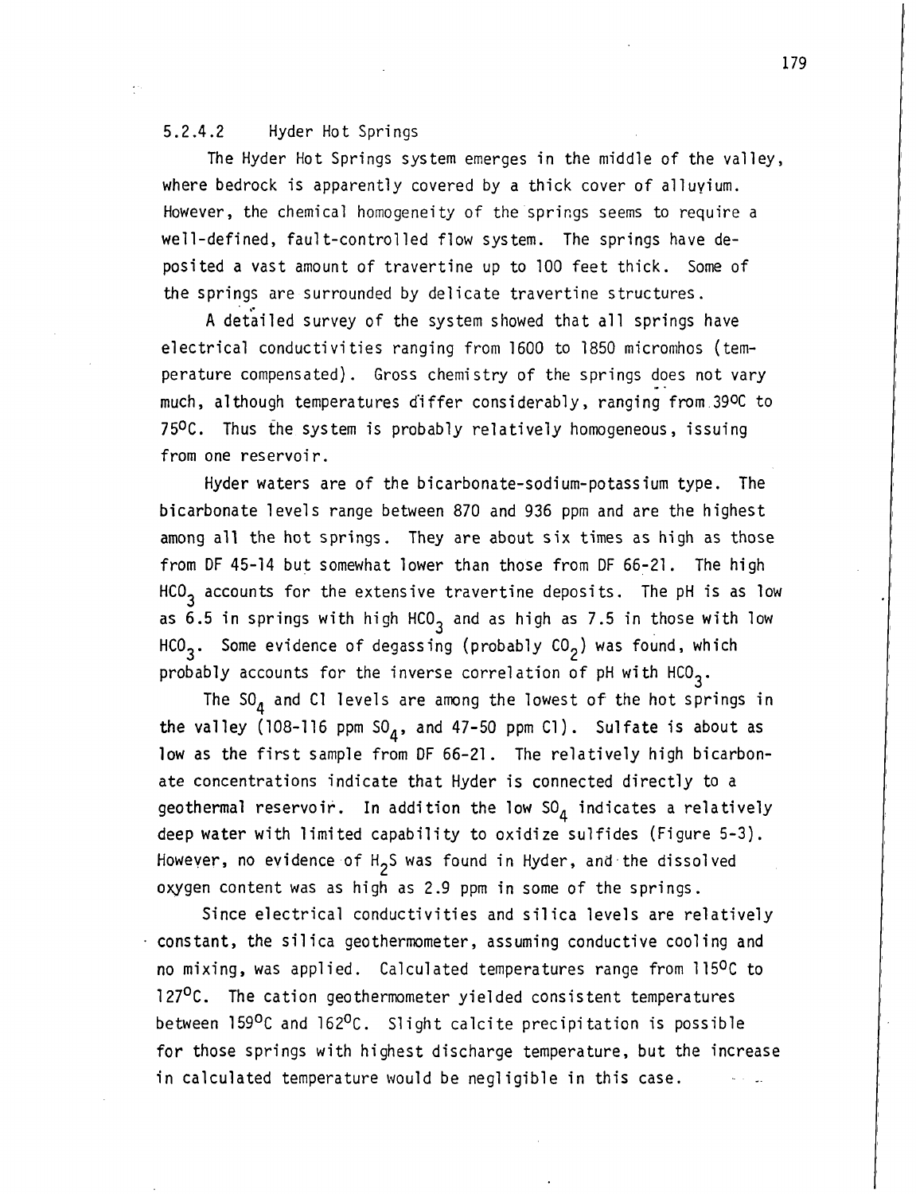#### 5.2.4.2 Hyder Hot Springs

The Hyder Hot Springs system emerges in the middle of the valley, where bedrock is apparently covered by a thick cover of alluvium. However, the chemical homogeneity of the springs seems to require a well-defined, fault-controlled flow system. The springs have deposited a vast amount of travertine up to 100 feet thick. Some of the springs are surrounded by delicate travertine structures.

A detailed survey of the system showed that all springs have electrical conductivities ranging from 1600 to 1850 micromhos (temperature compensated). Gross chemistry of the springs does not vary much, although temperatures differ considerably, ranging from 39°C to 75°C. Thus the system is probably relatively homogeneous, issuing from one reservoir.

Hyder waters are of the bicarbonate-sodium-potassium type. The bicarbonate levels range between 870 and 936 ppm and are the highest among all the hot springs. They are about six times as high as those from DF 45-14 but somewhat lower than those from DF 66-21. The high $HCO_3$ accounts for the extensive travertine deposits. The pH is as low as 6.5 in springs with high $HCO_3$ and as high as 7.5 in those with low $HCO_3$. Some evidence of degassing (probably $CO_2$) was found, which probably accounts for the inverse correlation of pH with $HCO_3$.

The $SO_4$ and Cl levels are among the lowest of the hot springs in the valley (108-116 ppm $SO_4$, and 47-50 ppm Cl). Sulfate is about as low as the first sample from DF 66-21. The relatively high bicarbonate concentrations indicate that Hyder is connected directly to a geothermal reservoir. In addition the low $SO_4$ indicates a relatively deep water with limited capability to oxidize sulfides (Figure 5-3). However, no evidence of $H_2S$ was found in Hyder, and the dissolved oxygen content was as high as 2.9 ppm in some of the springs.

Since electrical conductivities and silica levels are relatively constant, the silica geothermometer, assuming conductive cooling and no mixing, was applied. Calculated temperatures range from 115°C to 127°C. The cation geothermometer yielded consistent temperatures between 159°C and 162°C. Slight calcite precipitation is possible for those springs with highest discharge temperature, but the increase in calculated temperature would be negligible in this case.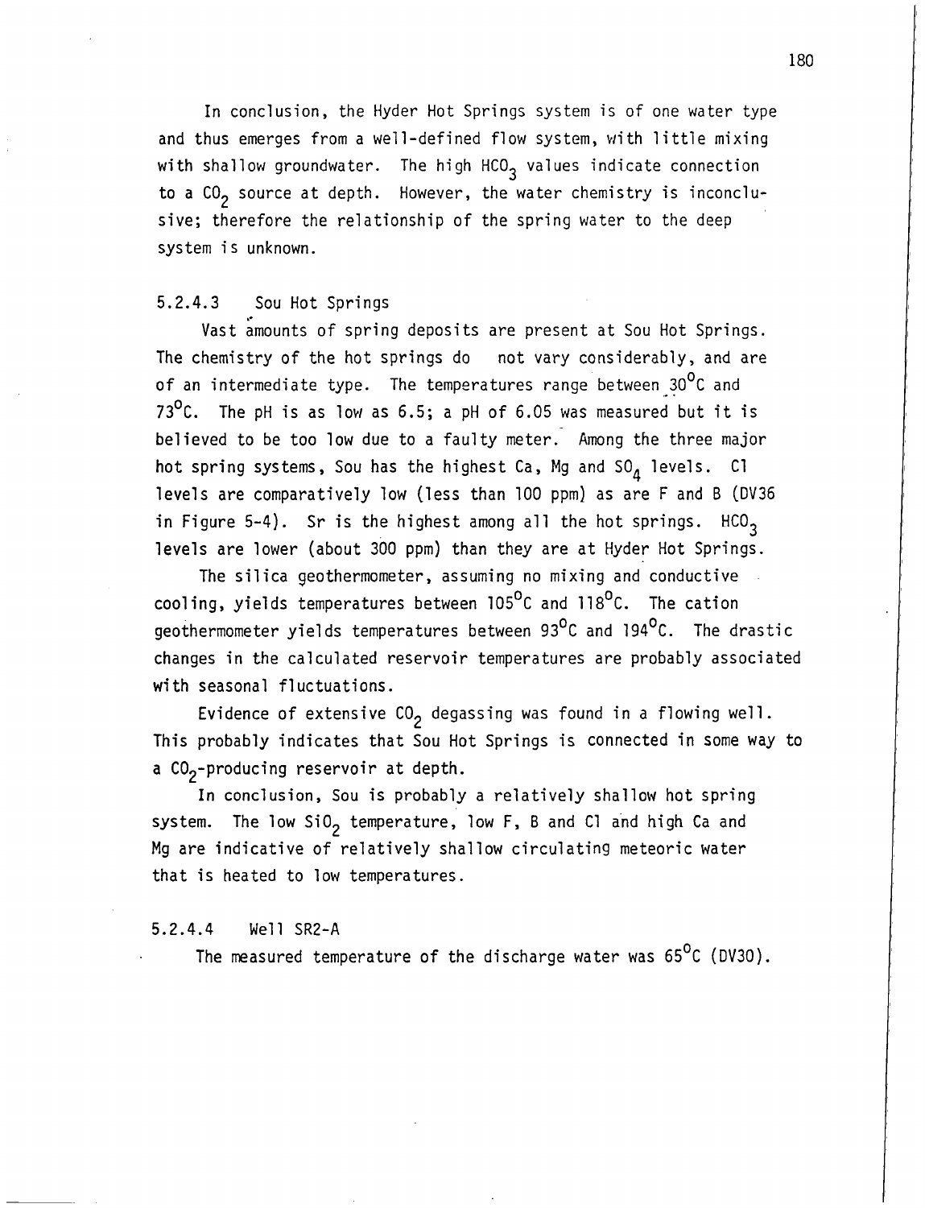In conclusion, the Hyder Hot Springs system is of one water type and thus emerges from a well-defined flow system, with little mixing with shallow groundwater. The high $HCO_3$ values indicate connection to a $CO_2$ source at depth. However, the water chemistry is inconclusive; therefore the relationship of the spring water to the deep system is unknown.

### 5.2.4.3 Sou Hot Springs

Vast amounts of spring deposits are present at Sou Hot Springs. The chemistry of the hot springs do not vary considerably, and are of an intermediate type. The temperatures range between 30°C and 73°C. The pH is as low as 6.5; a pH of 6.05 was measured but it is believed to be too low due to a faulty meter. Among the three major hot spring systems, Sou has the highest Ca, Mg and $SO_4$ levels. Cl levels are comparatively low (less than 100 ppm) as are F and B (DV36 in Figure 5-4). Sr is the highest among all the hot springs. $HCO_3$ levels are lower (about 300 ppm) than they are at Hyder Hot Springs.

The silica geothermometer, assuming no mixing and conductive cooling, yields temperatures between 105°C and 118°C. The cation geothermometer yields temperatures between 93°C and 194°C. The drastic changes in the calculated reservoir temperatures are probably associated with seasonal fluctuations.

Evidence of extensive $CO_2$ degassing was found in a flowing well. This probably indicates that Sou Hot Springs is connected in some way to a $CO_2$-producing reservoir at depth.

In conclusion, Sou is probably a relatively shallow hot spring system. The low $SiO_2$ temperature, low F, B and Cl and high Ca and Mg are indicative of relatively shallow circulating meteoric water that is heated to low temperatures.

### 5.2.4.4 Well SR2-A

The measured temperature of the discharge water was 65°C (DV30).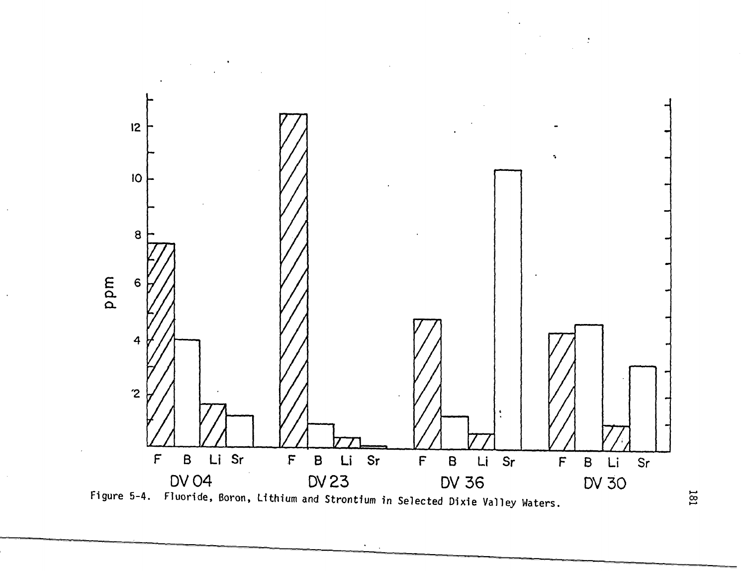Figure 5-4. Fluoride, Boron, Lithium and Strontium in Selected Dixie Valley Waters.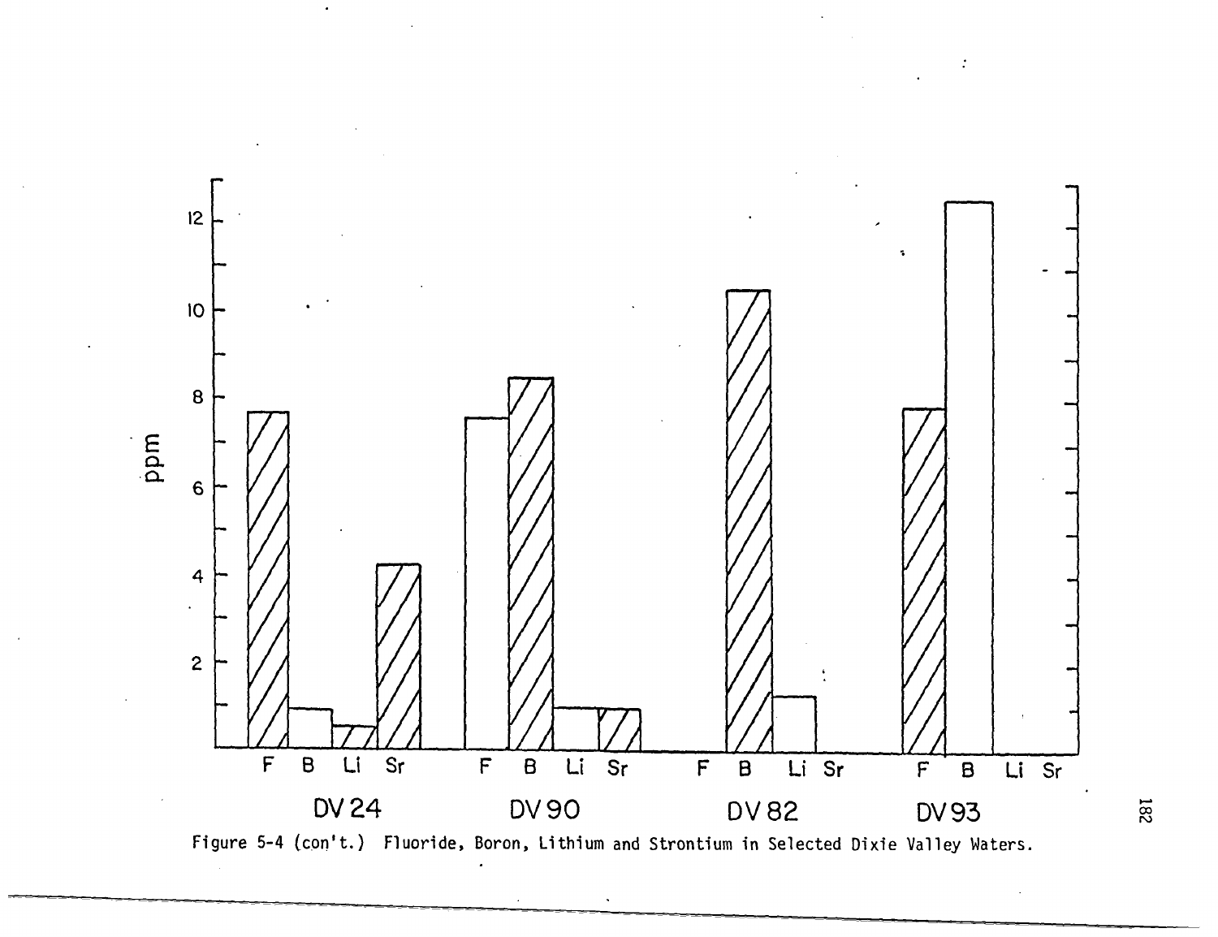Figure 5-4 (con't.) Fluoride, Boron, Lithium and Strontium in Selected Dixie Valley Waters.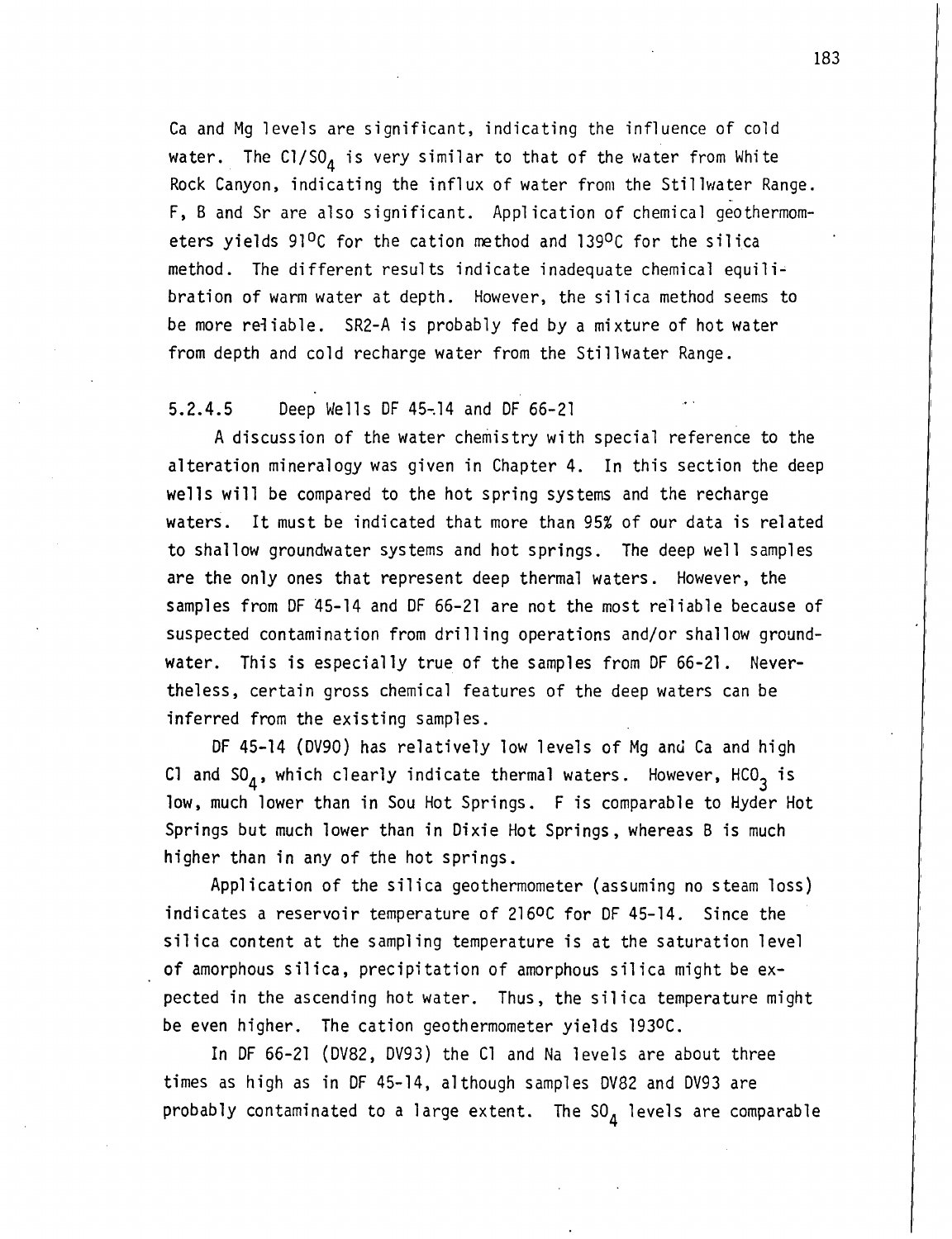Ca and Mg levels are significant, indicating the influence of cold water. The $Cl/SO_4$ is very similar to that of the water from White Rock Canyon, indicating the influx of water from the Stillwater Range. F, B and Sr are also significant. Application of chemical geothermometers yields 91°C for the cation method and 139°C for the silica method. The different results indicate inadequate chemical equilibration of warm water at depth. However, the silica method seems to be more reliable. SR2-A is probably fed by a mixture of hot water from depth and cold recharge water from the Stillwater Range.

#### 5.2.4.5 Deep Wells DF 45-14 and DF 66-21

A discussion of the water chemistry with special reference to the alteration mineralogy was given in Chapter 4. In this section the deep wells will be compared to the hot spring systems and the recharge waters. It must be indicated that more than 95% of our data is related to shallow groundwater systems and hot springs. The deep well samples are the only ones that represent deep thermal waters. However, the samples from DF 45-14 and DF 66-21 are not the most reliable because of suspected contamination from drilling operations and/or shallow groundwater. This is especially true of the samples from DF 66-21. Nevertheless, certain gross chemical features of the deep waters can be inferred from the existing samples.

DF 45-14 (DV90) has relatively low levels of Mg and Ca and high Cl and $SO_4$, which clearly indicate thermal waters. However, $HCO_3$ is low, much lower than in Sou Hot Springs. F is comparable to Hyder Hot Springs but much lower than in Dixie Hot Springs, whereas B is much higher than in any of the hot springs.

Application of the silica geothermometer (assuming no steam loss) indicates a reservoir temperature of 216°C for DF 45-14. Since the silica content at the sampling temperature is at the saturation level of amorphous silica, precipitation of amorphous silica might be expected in the ascending hot water. Thus, the silica temperature might be even higher. The cation geothermometer yields 193°C.

In DF 66-21 (DV82, DV93) the Cl and Na levels are about three times as high as in DF 45-14, although samples DV82 and DV93 are probably contaminated to a large extent. The $SO_4$ levels are comparable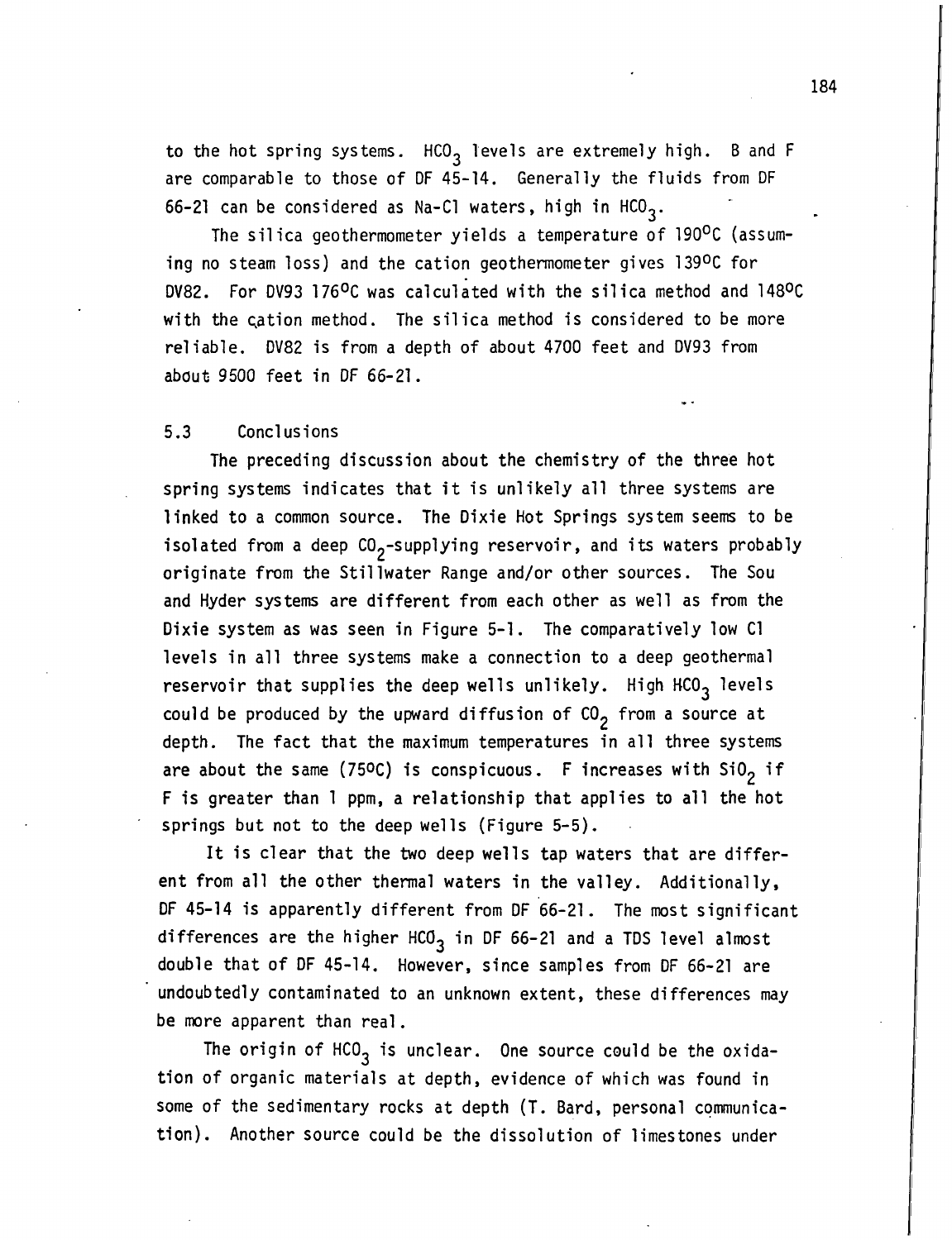to the hot spring systems. $HCO_3$ levels are extremely high. B and F are comparable to those of DF 45-14. Generally the fluids from DF 66-21 can be considered as Na-Cl waters, high in $HCO_3$.

The silica geothermometer yields a temperature of 190°C (assuming no steam loss) and the cation geothermometer gives 139°C for DV82. For DV93 176°C was calculated with the silica method and 148°C with the cation method. The silica method is considered to be more reliable. DV82 is from a depth of about 4700 feet and DV93 from about 9500 feet in DF 66-21.

## 5.3 Conclusions

The preceding discussion about the chemistry of the three hot spring systems indicates that it is unlikely all three systems are linked to a common source. The Dixie Hot Springs system seems to be isolated from a deep $CO_2$-supplying reservoir, and its waters probably originate from the Stillwater Range and/or other sources. The Sou and Hyder systems are different from each other as well as from the Dixie system as was seen in Figure 5-1. The comparatively low Cl levels in all three systems make a connection to a deep geothermal reservoir that supplies the deep wells unlikely. High $HCO_3$ levels could be produced by the upward diffusion of $CO_2$ from a source at depth. The fact that the maximum temperatures in all three systems are about the same (75°C) is conspicuous. F increases with $SiO_2$ if F is greater than 1 ppm, a relationship that applies to all the hot springs but not to the deep wells (Figure 5-5).

It is clear that the two deep wells tap waters that are different from all the other thermal waters in the valley. Additionally, DF 45-14 is apparently different from DF 66-21. The most significant differences are the higher $HCO_3$ in DF 66-21 and a TDS level almost double that of DF 45-14. However, since samples from DF 66-21 are undoubtedly contaminated to an unknown extent, these differences may be more apparent than real.

The origin of $HCO_3$ is unclear. One source could be the oxidation of organic materials at depth, evidence of which was found in some of the sedimentary rocks at depth (T. Bard, personal communication). Another source could be the dissolution of limestones under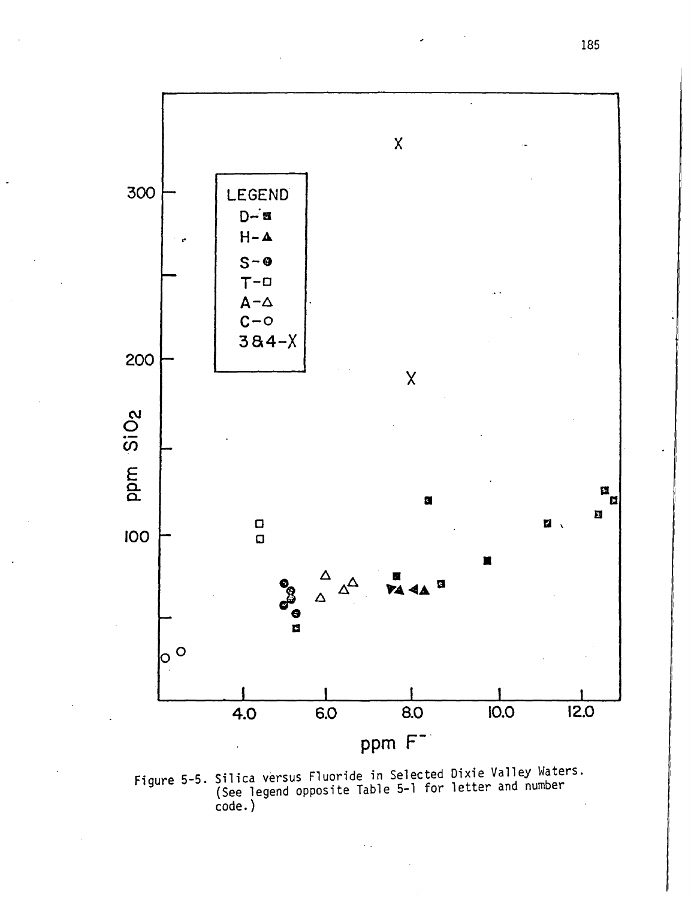Figure 5-5. Silica versus Fluoride in Selected Dixie Valley Waters. (See legend opposite Table 5-1 for letter and number code.)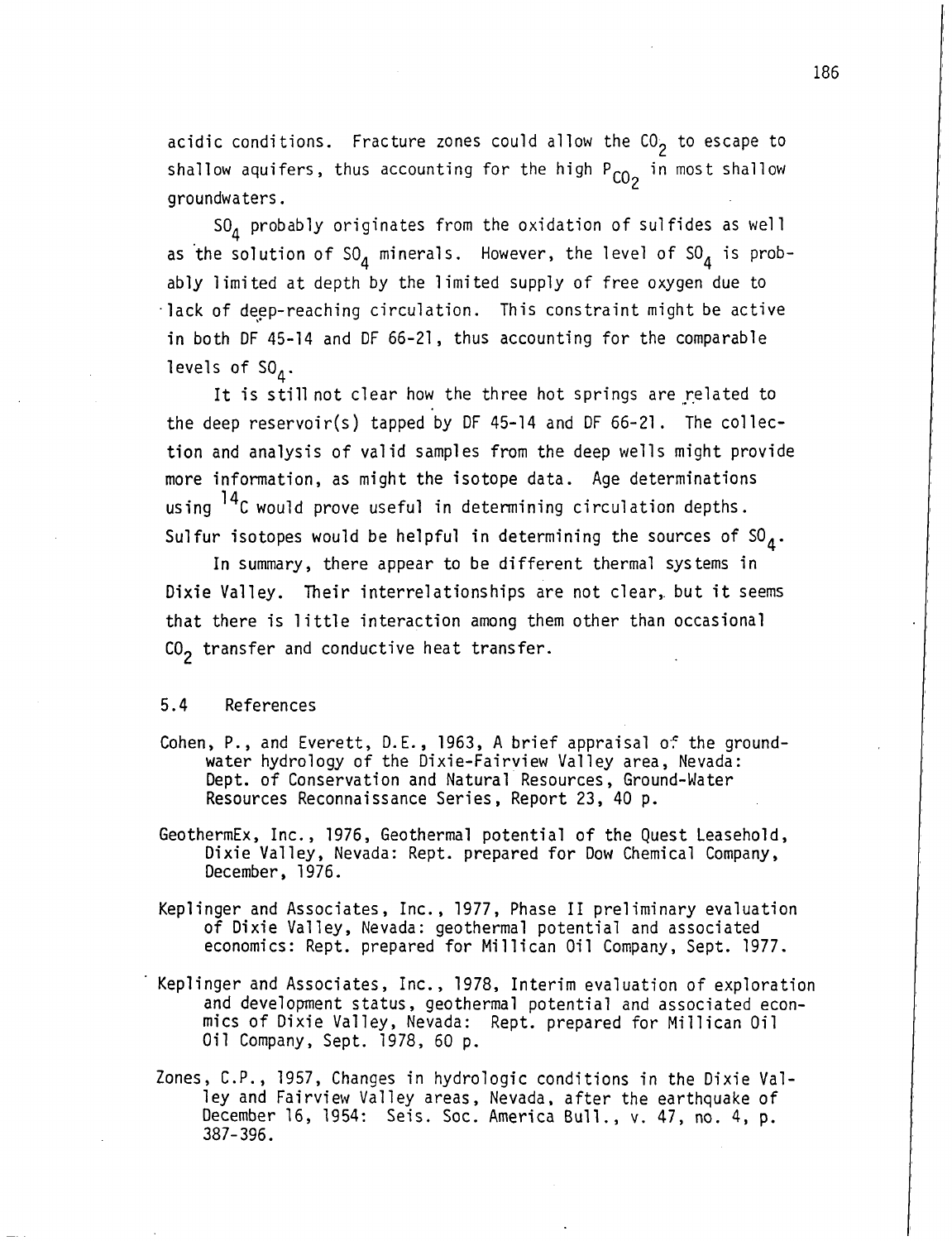acidic conditions. Fracture zones could allow the $CO_2$ to escape to shallow aquifers, thus accounting for the high $P_{CO_2}$ in most shallow groundwaters.

$SO_4$ probably originates from the oxidation of sulfides as well as the solution of $SO_4$ minerals. However, the level of $SO_4$ is probably limited at depth by the limited supply of free oxygen due to lack of deep-reaching circulation. This constraint might be active in both DF 45-14 and DF 66-21, thus accounting for the comparable levels of $SO_4$.

It is still not clear how the three hot springs are related to the deep reservoir(s) tapped by DF 45-14 and DF 66-21. The collection and analysis of valid samples from the deep wells might provide more information, as might the isotope data. Age determinations using $^{14}C$ would prove useful in determining circulation depths. Sulfur isotopes would be helpful in determining the sources of $SO_4$.

In summary, there appear to be different thermal systems in Dixie Valley. Their interrelationships are not clear, but it seems that there is little interaction among them other than occasional $CO_2$ transfer and conductive heat transfer.

## 5.4 References

Cohen, P., and Everett, D.E., 1963, A brief appraisal of the groundwater hydrology of the Dixie-Fairview Valley area, Nevada: Dept. of Conservation and Natural Resources, Ground-Water Resources Reconnaissance Series, Report 23, 40 p.

GeothermEx, Inc., 1976, Geothermal potential of the Quest Leasehold, Dixie Valley, Nevada: Rept. prepared for Dow Chemical Company, December, 1976.

Keplinger and Associates, Inc., 1977, Phase II preliminary evaluation of Dixie Valley, Nevada: geothermal potential and associated economics: Rept. prepared for Millican Oil Company, Sept. 1977.

Keplinger and Associates, Inc., 1978, Interim evaluation of exploration and development status, geothermal potential and associated economics of Dixie Valley, Nevada: Rept. prepared for Millican Oil Oil Company, Sept. 1978, 60 p.

Zones, C.P., 1957, Changes in hydrologic conditions in the Dixie Valley and Fairview Valley areas, Nevada, after the earthquake of December 16, 1954: Seis. Soc. America Bull., v. 47, no. 4, p. 387-396.